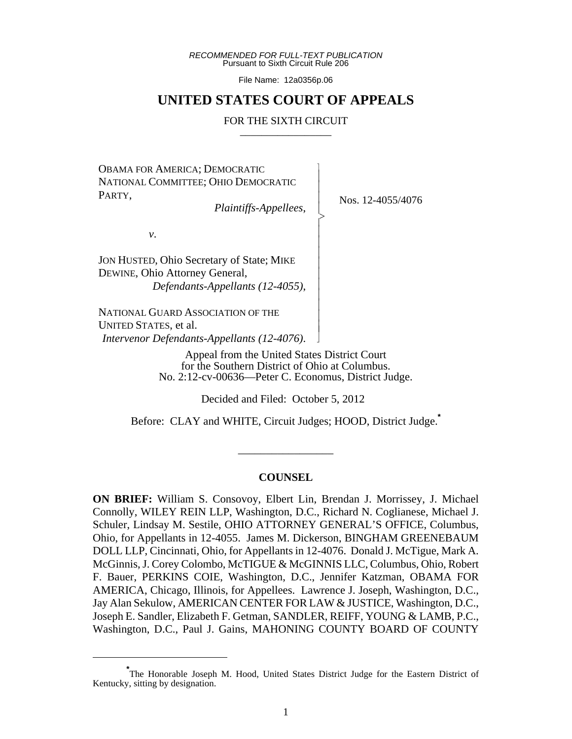*RECOMMENDED FOR FULL-TEXT PUBLICATION*
Pursuant to Sixth Circuit Rule 206

File Name: 12a0356p.06

# UNITED STATES COURT OF APPEALS

FOR THE SIXTH CIRCUIT

OBAMA FOR AMERICA; DEMOCRATIC NATIONAL COMMITTEE; OHIO DEMOCRATIC PARTY,
*Plaintiffs-Appellees*,

*v*.

JON HUSTED, Ohio Secretary of State; MIKE DEWINE, Ohio Attorney General,
*Defendants-Appellants (12-4055)*,

NATIONAL GUARD ASSOCIATION OF THE UNITED STATES, et al.
*Intervenor Defendants-Appellants (12-4076)*.

Nos. 12-4055/4076

Appeal from the United States District Court
for the Southern District of Ohio at Columbus.
No. 2:12-cv-00636—Peter C. Economus, District Judge.

Decided and Filed: October 5, 2012

Before: CLAY and WHITE, Circuit Judges; HOOD, District Judge.*

## COUNSEL

**ON BRIEF:** William S. Consovoy, Elbert Lin, Brendan J. Morrissey, J. Michael Connolly, WILEY REIN LLP, Washington, D.C., Richard N. Coglianese, Michael J. Schuler, Lindsay M. Sestile, OHIO ATTORNEY GENERAL'S OFFICE, Columbus, Ohio, for Appellants in 12-4055. James M. Dickerson, BINGHAM GREENEBAUM DOLL LLP, Cincinnati, Ohio, for Appellants in 12-4076. Donald J. McTigue, Mark A. McGinnis, J. Corey Colombo, McTIGUE & McGINNIS LLC, Columbus, Ohio, Robert F. Bauer, PERKINS COIE, Washington, D.C., Jennifer Katzman, OBAMA FOR AMERICA, Chicago, Illinois, for Appellees. Lawrence J. Joseph, Washington, D.C., Jay Alan Sekulow, AMERICAN CENTER FOR LAW & JUSTICE, Washington, D.C., Joseph E. Sandler, Elizabeth F. Getman, SANDLER, REIFF, YOUNG & LAMB, P.C., Washington, D.C., Paul J. Gains, MAHONING COUNTY BOARD OF COUNTY

---

*The Honorable Joseph M. Hood, United States District Judge for the Eastern District of Kentucky, sitting by designation.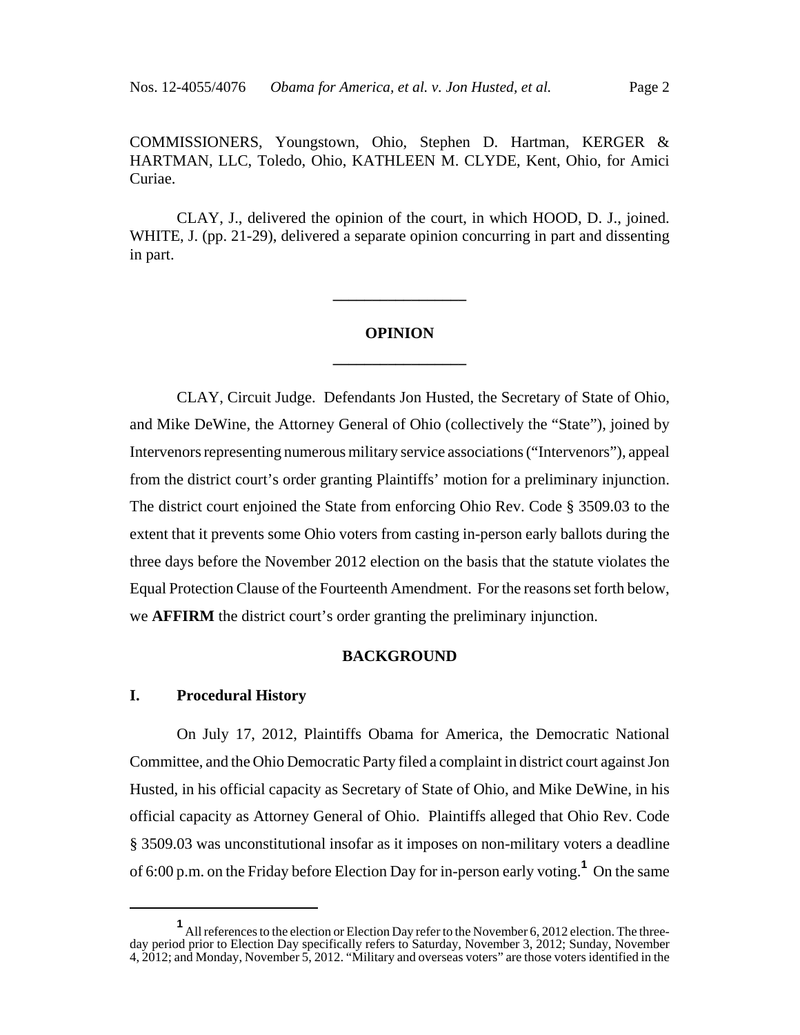COMMISSIONERS, Youngstown, Ohio, Stephen D. Hartman, KERGER & HARTMAN, LLC, Toledo, Ohio, KATHLEEN M. CLYDE, Kent, Ohio, for Amici Curiae.

CLAY, J., delivered the opinion of the court, in which HOOD, D. J., joined. WHITE, J. (pp. 21-29), delivered a separate opinion concurring in part and dissenting in part.

---

**OPINION**

---

CLAY, Circuit Judge. Defendants Jon Husted, the Secretary of State of Ohio, and Mike DeWine, the Attorney General of Ohio (collectively the "State"), joined by Intervenors representing numerous military service associations ("Intervenors"), appeal from the district court's order granting Plaintiffs' motion for a preliminary injunction. The district court enjoined the State from enforcing Ohio Rev. Code § 3509.03 to the extent that it prevents some Ohio voters from casting in-person early ballots during the three days before the November 2012 election on the basis that the statute violates the Equal Protection Clause of the Fourteenth Amendment. For the reasons set forth below, we **AFFIRM** the district court's order granting the preliminary injunction.

## BACKGROUND

### I. Procedural History

On July 17, 2012, Plaintiffs Obama for America, the Democratic National Committee, and the Ohio Democratic Party filed a complaint in district court against Jon Husted, in his official capacity as Secretary of State of Ohio, and Mike DeWine, in his official capacity as Attorney General of Ohio. Plaintiffs alleged that Ohio Rev. Code § 3509.03 was unconstitutional insofar as it imposes on non-military voters a deadline of 6:00 p.m. on the Friday before Election Day for in-person early voting.[1] On the same

[1] All references to the election or Election Day refer to the November 6, 2012 election. The three-day period prior to Election Day specifically refers to Saturday, November 3, 2012; Sunday, November 4, 2012; and Monday, November 5, 2012. "Military and overseas voters" are those voters identified in the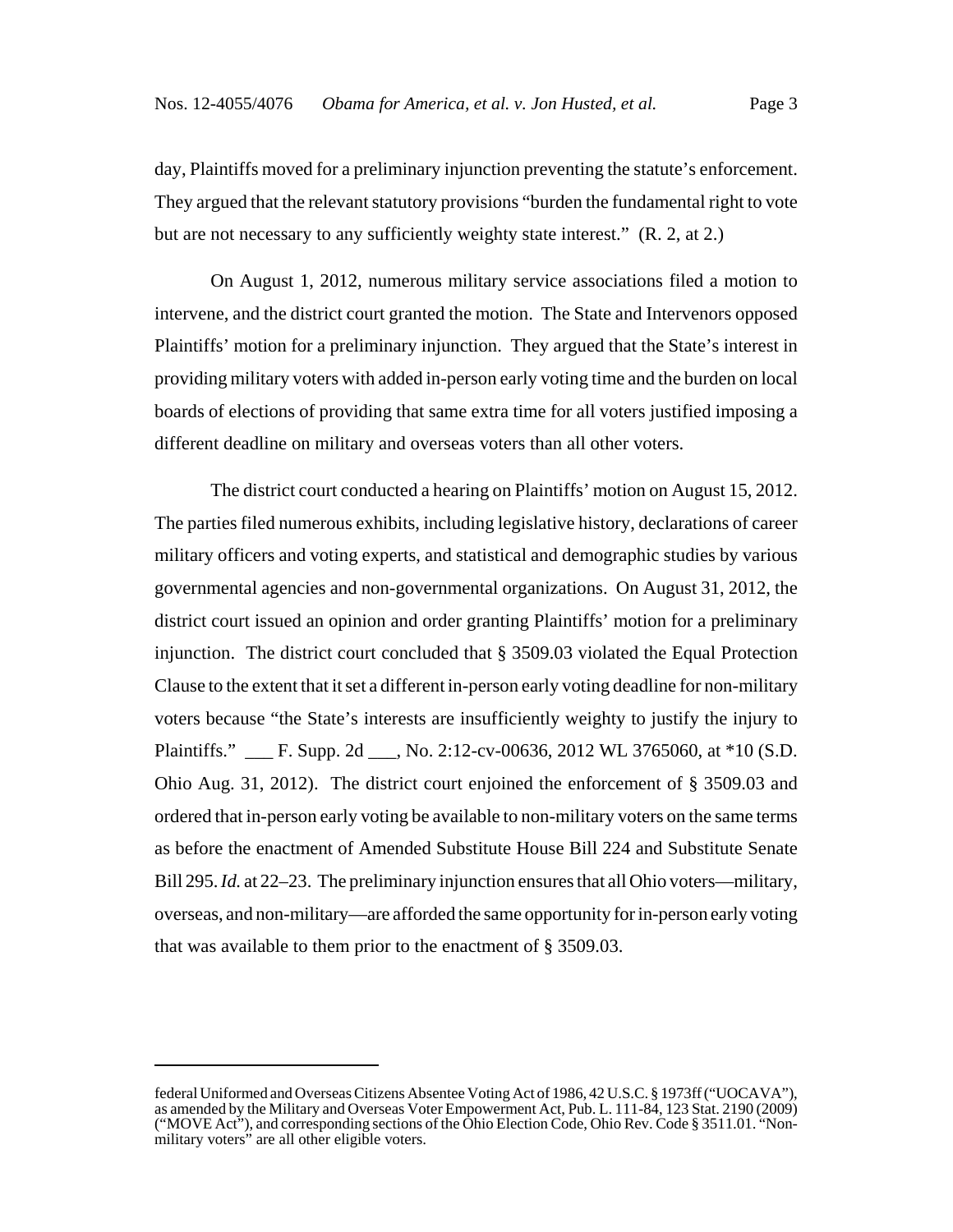day, Plaintiffs moved for a preliminary injunction preventing the statute's enforcement. They argued that the relevant statutory provisions "burden the fundamental right to vote but are not necessary to any sufficiently weighty state interest." (R. 2, at 2.)

On August 1, 2012, numerous military service associations filed a motion to intervene, and the district court granted the motion. The State and Intervenors opposed Plaintiffs' motion for a preliminary injunction. They argued that the State's interest in providing military voters with added in-person early voting time and the burden on local boards of elections of providing that same extra time for all voters justified imposing a different deadline on military and overseas voters than all other voters.

The district court conducted a hearing on Plaintiffs' motion on August 15, 2012. The parties filed numerous exhibits, including legislative history, declarations of career military officers and voting experts, and statistical and demographic studies by various governmental agencies and non-governmental organizations. On August 31, 2012, the district court issued an opinion and order granting Plaintiffs' motion for a preliminary injunction. The district court concluded that § 3509.03 violated the Equal Protection Clause to the extent that it set a different in-person early voting deadline for non-military voters because "the State's interests are insufficiently weighty to justify the injury to Plaintiffs." ___ F. Supp. 2d ___, No. 2:12-cv-00636, 2012 WL 3765060, at *10 (S.D. Ohio Aug. 31, 2012). The district court enjoined the enforcement of § 3509.03 and ordered that in-person early voting be available to non-military voters on the same terms as before the enactment of Amended Substitute House Bill 224 and Substitute Senate Bill 295. *Id.* at 22–23. The preliminary injunction ensures that all Ohio voters—military, overseas, and non-military—are afforded the same opportunity for in-person early voting that was available to them prior to the enactment of § 3509.03.

---

federal Uniformed and Overseas Citizens Absentee Voting Act of 1986, 42 U.S.C. § 1973ff ("UOCAVA"), as amended by the Military and Overseas Voter Empowerment Act, Pub. L. 111-84, 123 Stat. 2190 (2009) ("MOVE Act"), and corresponding sections of the Ohio Election Code, Ohio Rev. Code § 3511.01. "Non-military voters" are all other eligible voters.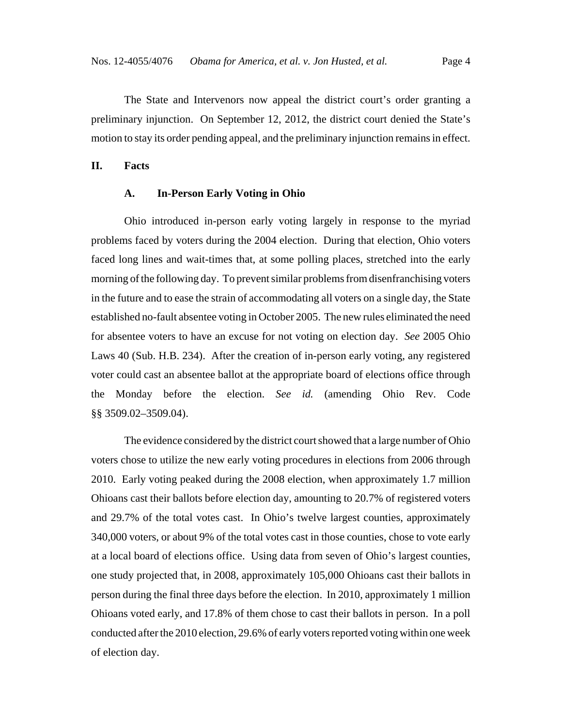The State and Intervenors now appeal the district court's order granting a preliminary injunction. On September 12, 2012, the district court denied the State's motion to stay its order pending appeal, and the preliminary injunction remains in effect.

## II. Facts

### A. In-Person Early Voting in Ohio

Ohio introduced in-person early voting largely in response to the myriad problems faced by voters during the 2004 election. During that election, Ohio voters faced long lines and wait-times that, at some polling places, stretched into the early morning of the following day. To prevent similar problems from disenfranchising voters in the future and to ease the strain of accommodating all voters on a single day, the State established no-fault absentee voting in October 2005. The new rules eliminated the need for absentee voters to have an excuse for not voting on election day. *See* 2005 Ohio Laws 40 (Sub. H.B. 234). After the creation of in-person early voting, any registered voter could cast an absentee ballot at the appropriate board of elections office through the Monday before the election. *See id.* (amending Ohio Rev. Code §§ 3509.02–3509.04).

The evidence considered by the district court showed that a large number of Ohio voters chose to utilize the new early voting procedures in elections from 2006 through 2010. Early voting peaked during the 2008 election, when approximately 1.7 million Ohioans cast their ballots before election day, amounting to 20.7% of registered voters and 29.7% of the total votes cast. In Ohio's twelve largest counties, approximately 340,000 voters, or about 9% of the total votes cast in those counties, chose to vote early at a local board of elections office. Using data from seven of Ohio's largest counties, one study projected that, in 2008, approximately 105,000 Ohioans cast their ballots in person during the final three days before the election. In 2010, approximately 1 million Ohioans voted early, and 17.8% of them chose to cast their ballots in person. In a poll conducted after the 2010 election, 29.6% of early voters reported voting within one week of election day.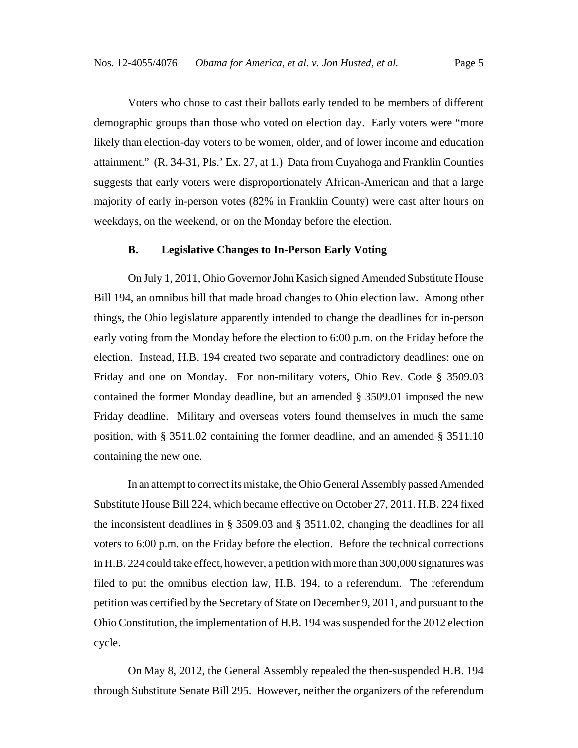Voters who chose to cast their ballots early tended to be members of different demographic groups than those who voted on election day. Early voters were "more likely than election-day voters to be women, older, and of lower income and education attainment." (R. 34-31, Pls.' Ex. 27, at 1.) Data from Cuyahoga and Franklin Counties suggests that early voters were disproportionately African-American and that a large majority of early in-person votes (82% in Franklin County) were cast after hours on weekdays, on the weekend, or on the Monday before the election.

### B. Legislative Changes to In-Person Early Voting

On July 1, 2011, Ohio Governor John Kasich signed Amended Substitute House Bill 194, an omnibus bill that made broad changes to Ohio election law. Among other things, the Ohio legislature apparently intended to change the deadlines for in-person early voting from the Monday before the election to 6:00 p.m. on the Friday before the election. Instead, H.B. 194 created two separate and contradictory deadlines: one on Friday and one on Monday. For non-military voters, Ohio Rev. Code § 3509.03 contained the former Monday deadline, but an amended § 3509.01 imposed the new Friday deadline. Military and overseas voters found themselves in much the same position, with § 3511.02 containing the former deadline, and an amended § 3511.10 containing the new one.

In an attempt to correct its mistake, the Ohio General Assembly passed Amended Substitute House Bill 224, which became effective on October 27, 2011. H.B. 224 fixed the inconsistent deadlines in § 3509.03 and § 3511.02, changing the deadlines for all voters to 6:00 p.m. on the Friday before the election. Before the technical corrections in H.B. 224 could take effect, however, a petition with more than 300,000 signatures was filed to put the omnibus election law, H.B. 194, to a referendum. The referendum petition was certified by the Secretary of State on December 9, 2011, and pursuant to the Ohio Constitution, the implementation of H.B. 194 was suspended for the 2012 election cycle.

On May 8, 2012, the General Assembly repealed the then-suspended H.B. 194 through Substitute Senate Bill 295. However, neither the organizers of the referendum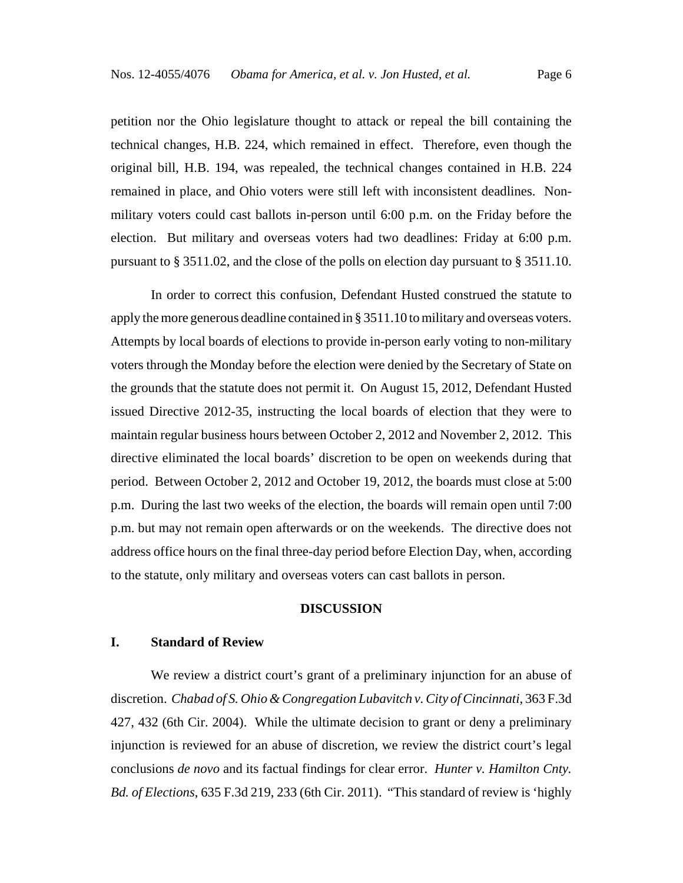petition nor the Ohio legislature thought to attack or repeal the bill containing the technical changes, H.B. 224, which remained in effect. Therefore, even though the original bill, H.B. 194, was repealed, the technical changes contained in H.B. 224 remained in place, and Ohio voters were still left with inconsistent deadlines. Non-military voters could cast ballots in-person until 6:00 p.m. on the Friday before the election. But military and overseas voters had two deadlines: Friday at 6:00 p.m. pursuant to § 3511.02, and the close of the polls on election day pursuant to § 3511.10.

In order to correct this confusion, Defendant Husted construed the statute to apply the more generous deadline contained in § 3511.10 to military and overseas voters. Attempts by local boards of elections to provide in-person early voting to non-military voters through the Monday before the election were denied by the Secretary of State on the grounds that the statute does not permit it. On August 15, 2012, Defendant Husted issued Directive 2012-35, instructing the local boards of election that they were to maintain regular business hours between October 2, 2012 and November 2, 2012. This directive eliminated the local boards' discretion to be open on weekends during that period. Between October 2, 2012 and October 19, 2012, the boards must close at 5:00 p.m. During the last two weeks of the election, the boards will remain open until 7:00 p.m. but may not remain open afterwards or on the weekends. The directive does not address office hours on the final three-day period before Election Day, when, according to the statute, only military and overseas voters can cast ballots in person.

## DISCUSSION

### I. Standard of Review

We review a district court's grant of a preliminary injunction for an abuse of discretion. *Chabad of S. Ohio & Congregation Lubavitch v. City of Cincinnati*, 363 F.3d 427, 432 (6th Cir. 2004). While the ultimate decision to grant or deny a preliminary injunction is reviewed for an abuse of discretion, we review the district court's legal conclusions *de novo* and its factual findings for clear error. *Hunter v. Hamilton Cnty. Bd. of Elections*, 635 F.3d 219, 233 (6th Cir. 2011). "This standard of review is 'highly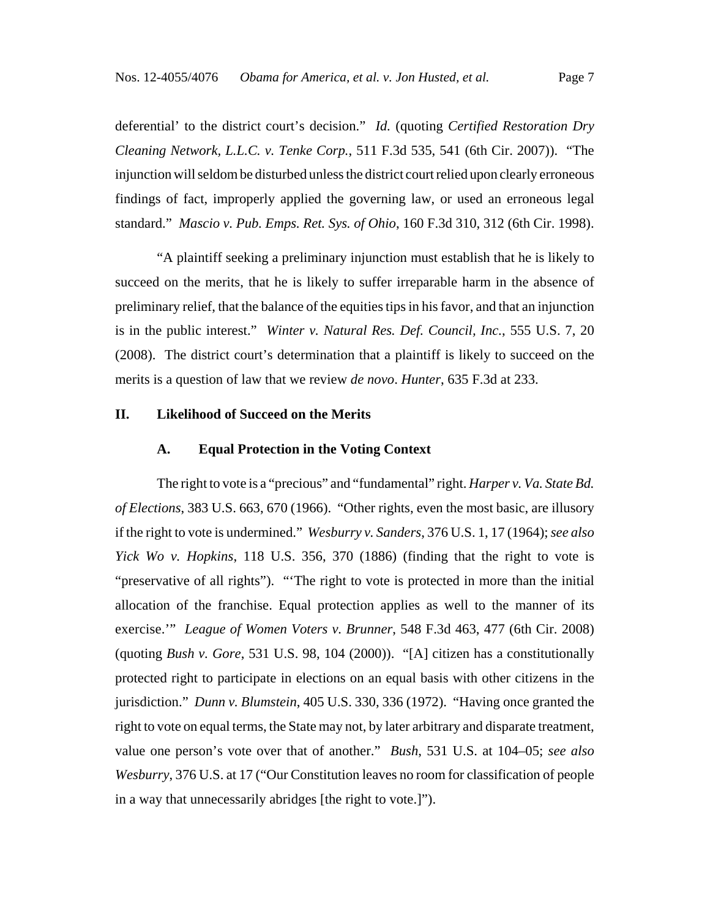deferential' to the district court's decision." *Id.* (quoting *Certified Restoration Dry Cleaning Network, L.L.C. v. Tenke Corp.*, 511 F.3d 535, 541 (6th Cir. 2007)). "The injunction will seldom be disturbed unless the district court relied upon clearly erroneous findings of fact, improperly applied the governing law, or used an erroneous legal standard." *Mascio v. Pub. Emps. Ret. Sys. of Ohio*, 160 F.3d 310, 312 (6th Cir. 1998).

"A plaintiff seeking a preliminary injunction must establish that he is likely to succeed on the merits, that he is likely to suffer irreparable harm in the absence of preliminary relief, that the balance of the equities tips in his favor, and that an injunction is in the public interest." *Winter v. Natural Res. Def. Council, Inc.*, 555 U.S. 7, 20 (2008). The district court's determination that a plaintiff is likely to succeed on the merits is a question of law that we review *de novo*. *Hunter*, 635 F.3d at 233.

## II. Likelihood of Succeed on the Merits

### A. Equal Protection in the Voting Context

The right to vote is a "precious" and "fundamental" right. *Harper v. Va. State Bd. of Elections*, 383 U.S. 663, 670 (1966). "Other rights, even the most basic, are illusory if the right to vote is undermined." *Wesburry v. Sanders*, 376 U.S. 1, 17 (1964); *see also Yick Wo v. Hopkins*, 118 U.S. 356, 370 (1886) (finding that the right to vote is "preservative of all rights"). "'The right to vote is protected in more than the initial allocation of the franchise. Equal protection applies as well to the manner of its exercise.'" *League of Women Voters v. Brunner*, 548 F.3d 463, 477 (6th Cir. 2008) (quoting *Bush v. Gore*, 531 U.S. 98, 104 (2000)). "[A] citizen has a constitutionally protected right to participate in elections on an equal basis with other citizens in the jurisdiction." *Dunn v. Blumstein*, 405 U.S. 330, 336 (1972). "Having once granted the right to vote on equal terms, the State may not, by later arbitrary and disparate treatment, value one person's vote over that of another." *Bush*, 531 U.S. at 104–05; *see also Wesburry*, 376 U.S. at 17 ("Our Constitution leaves no room for classification of people in a way that unnecessarily abridges [the right to vote.]").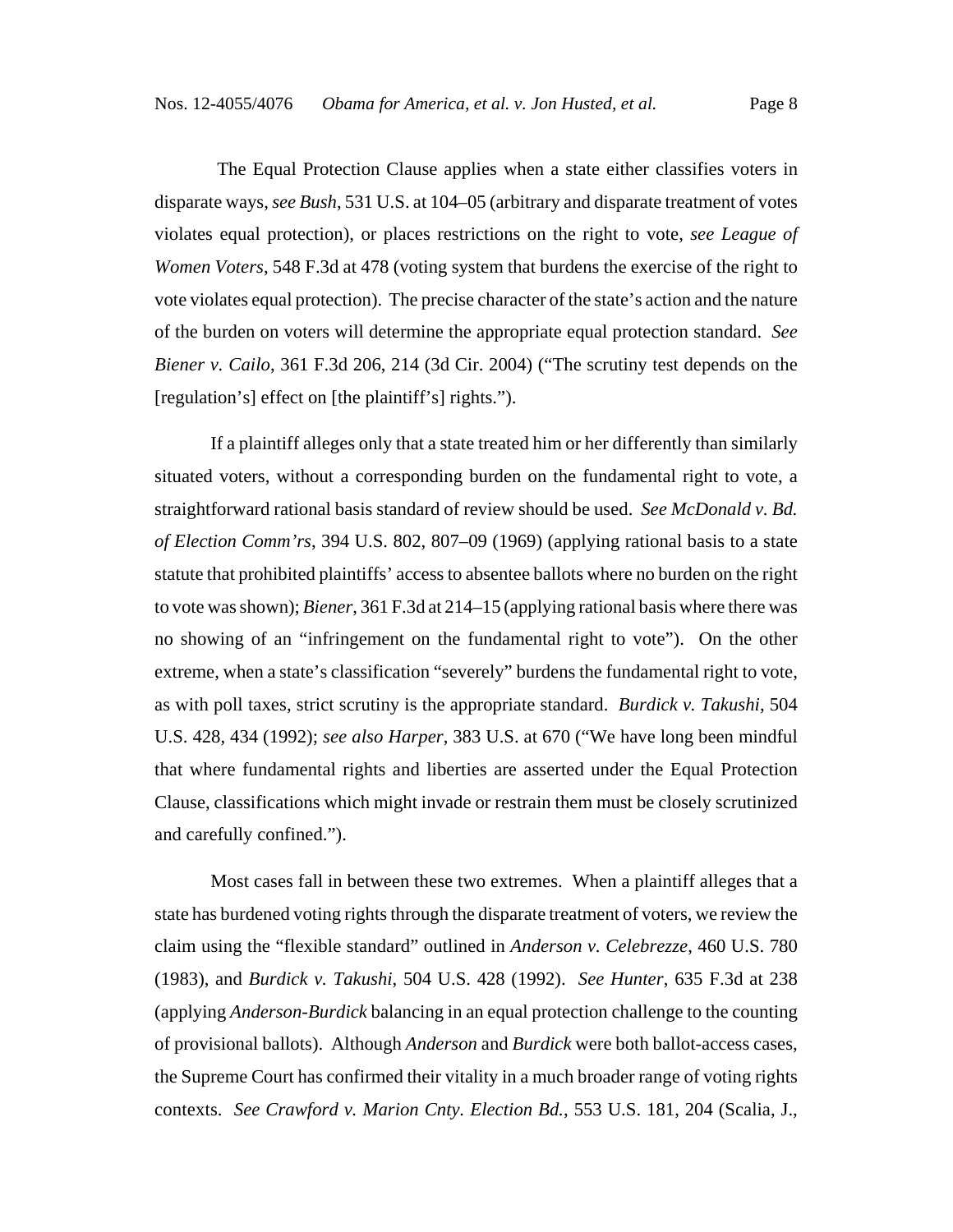The Equal Protection Clause applies when a state either classifies voters in disparate ways, *see Bush*, 531 U.S. at 104–05 (arbitrary and disparate treatment of votes violates equal protection), or places restrictions on the right to vote, *see League of Women Voters*, 548 F.3d at 478 (voting system that burdens the exercise of the right to vote violates equal protection). The precise character of the state's action and the nature of the burden on voters will determine the appropriate equal protection standard. *See Biener v. Cailo*, 361 F.3d 206, 214 (3d Cir. 2004) ("The scrutiny test depends on the [regulation's] effect on [the plaintiff's] rights.").

If a plaintiff alleges only that a state treated him or her differently than similarly situated voters, without a corresponding burden on the fundamental right to vote, a straightforward rational basis standard of review should be used. *See McDonald v. Bd. of Election Comm'rs*, 394 U.S. 802, 807–09 (1969) (applying rational basis to a state statute that prohibited plaintiffs' access to absentee ballots where no burden on the right to vote was shown); *Biener*, 361 F.3d at 214–15 (applying rational basis where there was no showing of an "infringement on the fundamental right to vote"). On the other extreme, when a state's classification "severely" burdens the fundamental right to vote, as with poll taxes, strict scrutiny is the appropriate standard. *Burdick v. Takushi*, 504 U.S. 428, 434 (1992); *see also Harper*, 383 U.S. at 670 ("We have long been mindful that where fundamental rights and liberties are asserted under the Equal Protection Clause, classifications which might invade or restrain them must be closely scrutinized and carefully confined.").

Most cases fall in between these two extremes. When a plaintiff alleges that a state has burdened voting rights through the disparate treatment of voters, we review the claim using the "flexible standard" outlined in *Anderson v. Celebrezze*, 460 U.S. 780 (1983), and *Burdick v. Takushi*, 504 U.S. 428 (1992). *See Hunter*, 635 F.3d at 238 (applying *Anderson-Burdick* balancing in an equal protection challenge to the counting of provisional ballots). Although *Anderson* and *Burdick* were both ballot-access cases, the Supreme Court has confirmed their vitality in a much broader range of voting rights contexts. *See Crawford v. Marion Cnty. Election Bd.*, 553 U.S. 181, 204 (Scalia, J.,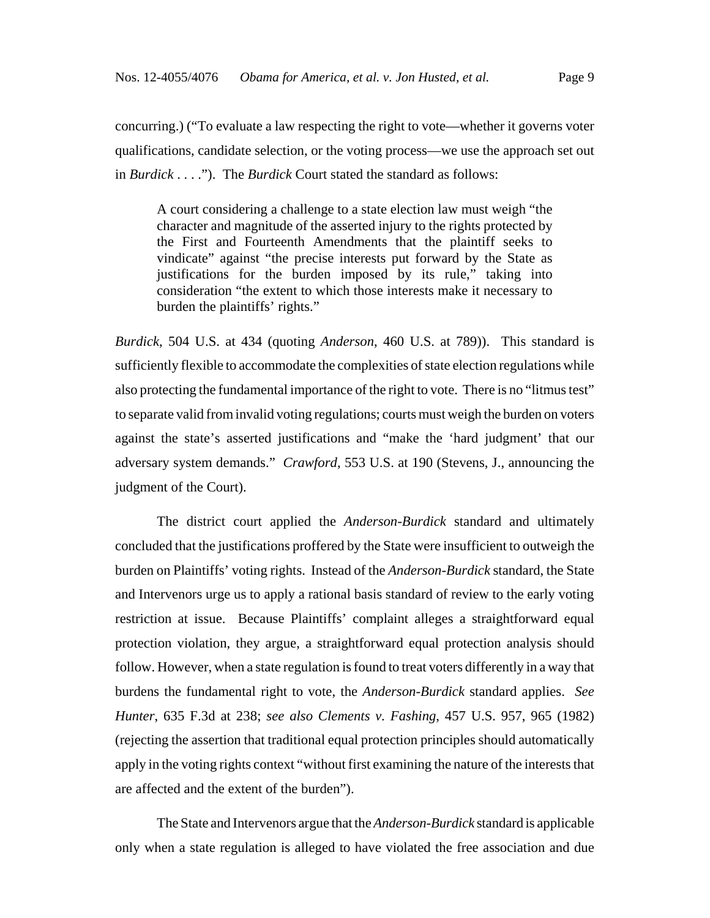concurring.) ("To evaluate a law respecting the right to vote—whether it governs voter qualifications, candidate selection, or the voting process—we use the approach set out in *Burdick* . . . ."). The *Burdick* Court stated the standard as follows:

> A court considering a challenge to a state election law must weigh "the character and magnitude of the asserted injury to the rights protected by the First and Fourteenth Amendments that the plaintiff seeks to vindicate" against "the precise interests put forward by the State as justifications for the burden imposed by its rule," taking into consideration "the extent to which those interests make it necessary to burden the plaintiffs' rights."

*Burdick*, 504 U.S. at 434 (quoting *Anderson*, 460 U.S. at 789)). This standard is sufficiently flexible to accommodate the complexities of state election regulations while also protecting the fundamental importance of the right to vote. There is no "litmus test" to separate valid from invalid voting regulations; courts must weigh the burden on voters against the state's asserted justifications and "make the 'hard judgment' that our adversary system demands." *Crawford*, 553 U.S. at 190 (Stevens, J., announcing the judgment of the Court).

The district court applied the *Anderson-Burdick* standard and ultimately concluded that the justifications proffered by the State were insufficient to outweigh the burden on Plaintiffs' voting rights. Instead of the *Anderson-Burdick* standard, the State and Intervenors urge us to apply a rational basis standard of review to the early voting restriction at issue. Because Plaintiffs' complaint alleges a straightforward equal protection violation, they argue, a straightforward equal protection analysis should follow. However, when a state regulation is found to treat voters differently in a way that burdens the fundamental right to vote, the *Anderson-Burdick* standard applies. *See Hunter*, 635 F.3d at 238; *see also Clements v. Fashing*, 457 U.S. 957, 965 (1982) (rejecting the assertion that traditional equal protection principles should automatically apply in the voting rights context "without first examining the nature of the interests that are affected and the extent of the burden").

The State and Intervenors argue that the *Anderson-Burdick* standard is applicable only when a state regulation is alleged to have violated the free association and due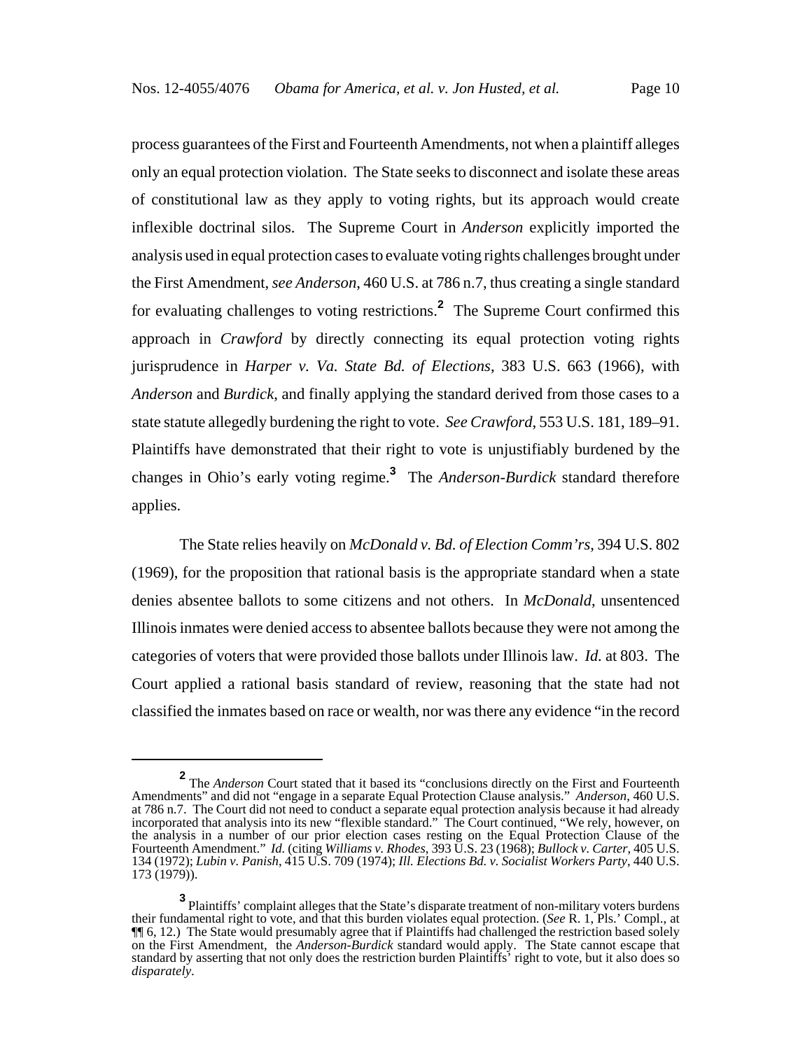process guarantees of the First and Fourteenth Amendments, not when a plaintiff alleges only an equal protection violation. The State seeks to disconnect and isolate these areas of constitutional law as they apply to voting rights, but its approach would create inflexible doctrinal silos. The Supreme Court in *Anderson* explicitly imported the analysis used in equal protection cases to evaluate voting rights challenges brought under the First Amendment, *see Anderson*, 460 U.S. at 786 n.7, thus creating a single standard for evaluating challenges to voting restrictions.[2] The Supreme Court confirmed this approach in *Crawford* by directly connecting its equal protection voting rights jurisprudence in *Harper v. Va. State Bd. of Elections*, 383 U.S. 663 (1966), with *Anderson* and *Burdick*, and finally applying the standard derived from those cases to a state statute allegedly burdening the right to vote. *See Crawford*, 553 U.S. 181, 189–91. Plaintiffs have demonstrated that their right to vote is unjustifiably burdened by the changes in Ohio's early voting regime.[3] The *Anderson-Burdick* standard therefore applies.

The State relies heavily on *McDonald v. Bd. of Election Comm'rs*, 394 U.S. 802 (1969), for the proposition that rational basis is the appropriate standard when a state denies absentee ballots to some citizens and not others. In *McDonald*, unsentenced Illinois inmates were denied access to absentee ballots because they were not among the categories of voters that were provided those ballots under Illinois law. *Id.* at 803. The Court applied a rational basis standard of review, reasoning that the state had not classified the inmates based on race or wealth, nor was there any evidence "in the record

---

[2] The *Anderson* Court stated that it based its "conclusions directly on the First and Fourteenth Amendments" and did not "engage in a separate Equal Protection Clause analysis." *Anderson*, 460 U.S. at 786 n.7. The Court did not need to conduct a separate equal protection analysis because it had already incorporated that analysis into its new "flexible standard." The Court continued, "We rely, however, on the analysis in a number of our prior election cases resting on the Equal Protection Clause of the Fourteenth Amendment." *Id.* (citing *Williams v. Rhodes*, 393 U.S. 23 (1968); *Bullock v. Carter*, 405 U.S. 134 (1972); *Lubin v. Panish*, 415 U.S. 709 (1974); *Ill. Elections Bd. v. Socialist Workers Party*, 440 U.S. 173 (1979)).

[3] Plaintiffs' complaint alleges that the State's disparate treatment of non-military voters burdens their fundamental right to vote, and that this burden violates equal protection. (*See* R. 1, Pls.' Compl., at ¶¶ 6, 12.) The State would presumably agree that if Plaintiffs had challenged the restriction based solely on the First Amendment, the *Anderson-Burdick* standard would apply. The State cannot escape that standard by asserting that not only does the restriction burden Plaintiffs' right to vote, but it also does so *disparately*.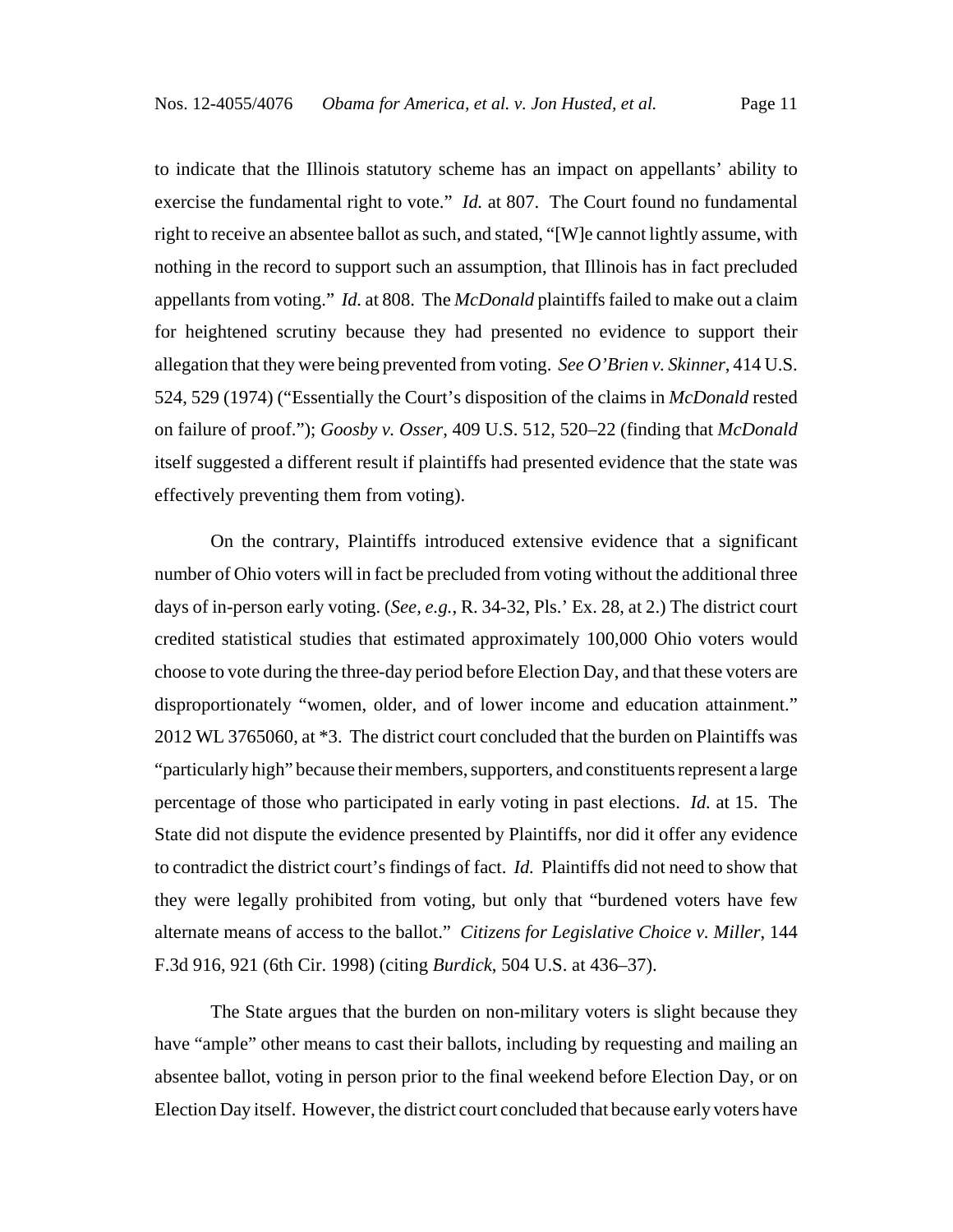to indicate that the Illinois statutory scheme has an impact on appellants' ability to exercise the fundamental right to vote." *Id.* at 807. The Court found no fundamental right to receive an absentee ballot as such, and stated, "[W]e cannot lightly assume, with nothing in the record to support such an assumption, that Illinois has in fact precluded appellants from voting." *Id.* at 808. The *McDonald* plaintiffs failed to make out a claim for heightened scrutiny because they had presented no evidence to support their allegation that they were being prevented from voting. *See O'Brien v. Skinner*, 414 U.S. 524, 529 (1974) ("Essentially the Court's disposition of the claims in *McDonald* rested on failure of proof."); *Goosby v. Osser*, 409 U.S. 512, 520–22 (finding that *McDonald* itself suggested a different result if plaintiffs had presented evidence that the state was effectively preventing them from voting).

On the contrary, Plaintiffs introduced extensive evidence that a significant number of Ohio voters will in fact be precluded from voting without the additional three days of in-person early voting. (*See, e.g.*, R. 34-32, Pls.' Ex. 28, at 2.) The district court credited statistical studies that estimated approximately 100,000 Ohio voters would choose to vote during the three-day period before Election Day, and that these voters are disproportionately "women, older, and of lower income and education attainment." 2012 WL 3765060, at *3. The district court concluded that the burden on Plaintiffs was "particularly high" because their members, supporters, and constituents represent a large percentage of those who participated in early voting in past elections. *Id.* at 15. The State did not dispute the evidence presented by Plaintiffs, nor did it offer any evidence to contradict the district court's findings of fact. *Id.* Plaintiffs did not need to show that they were legally prohibited from voting, but only that "burdened voters have few alternate means of access to the ballot." *Citizens for Legislative Choice v. Miller*, 144 F.3d 916, 921 (6th Cir. 1998) (citing *Burdick*, 504 U.S. at 436–37).

The State argues that the burden on non-military voters is slight because they have "ample" other means to cast their ballots, including by requesting and mailing an absentee ballot, voting in person prior to the final weekend before Election Day, or on Election Day itself. However, the district court concluded that because early voters have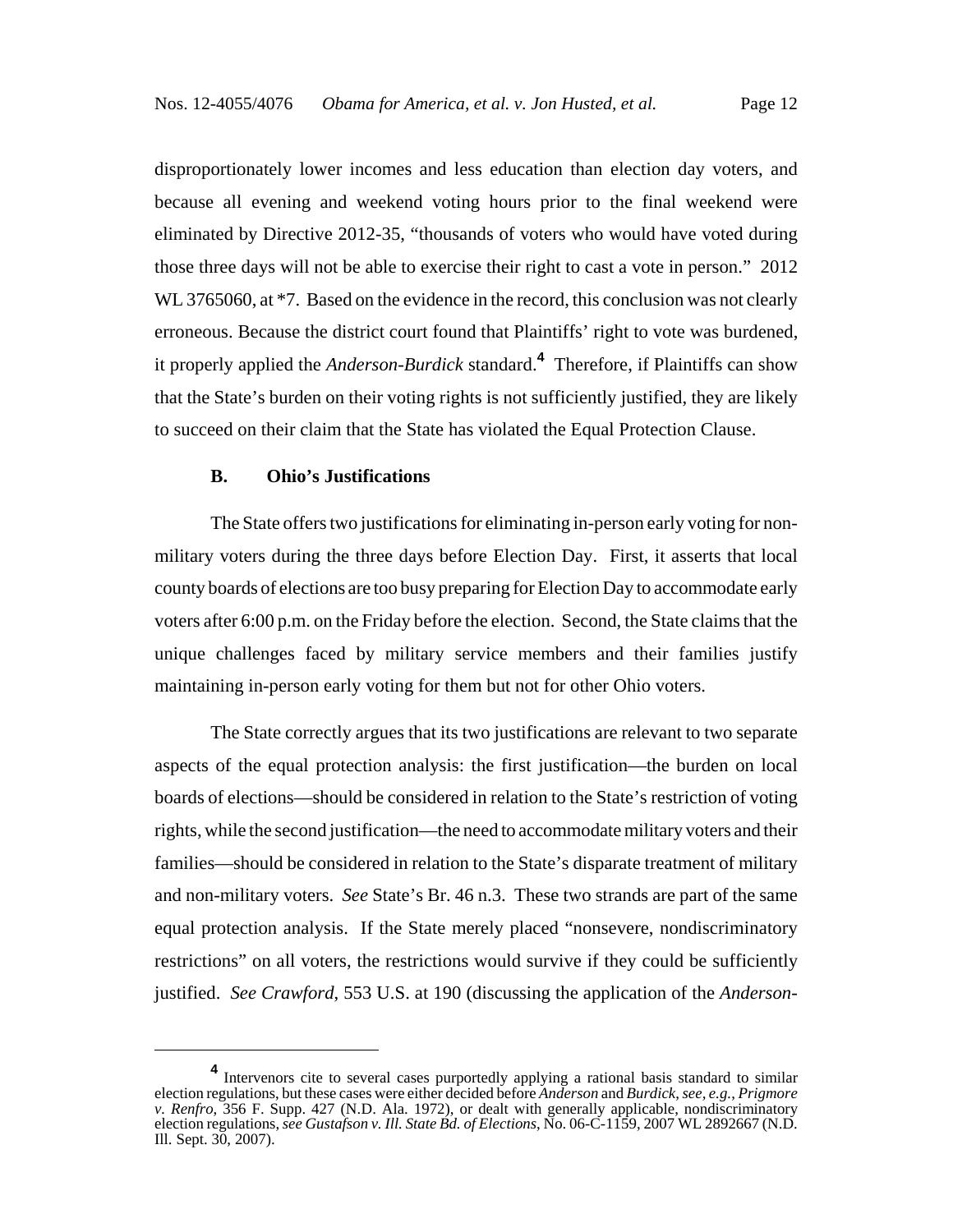disproportionately lower incomes and less education than election day voters, and because all evening and weekend voting hours prior to the final weekend were eliminated by Directive 2012-35, "thousands of voters who would have voted during those three days will not be able to exercise their right to cast a vote in person." 2012 WL 3765060, at *7. Based on the evidence in the record, this conclusion was not clearly erroneous. Because the district court found that Plaintiffs' right to vote was burdened, it properly applied the *Anderson-Burdick* standard.[4] Therefore, if Plaintiffs can show that the State's burden on their voting rights is not sufficiently justified, they are likely to succeed on their claim that the State has violated the Equal Protection Clause.

### B. Ohio's Justifications

The State offers two justifications for eliminating in-person early voting for non-military voters during the three days before Election Day. First, it asserts that local county boards of elections are too busy preparing for Election Day to accommodate early voters after 6:00 p.m. on the Friday before the election. Second, the State claims that the unique challenges faced by military service members and their families justify maintaining in-person early voting for them but not for other Ohio voters.

The State correctly argues that its two justifications are relevant to two separate aspects of the equal protection analysis: the first justification—the burden on local boards of elections—should be considered in relation to the State's restriction of voting rights, while the second justification—the need to accommodate military voters and their families—should be considered in relation to the State's disparate treatment of military and non-military voters. *See* State's Br. 46 n.3. These two strands are part of the same equal protection analysis. If the State merely placed "nonsevere, nondiscriminatory restrictions" on all voters, the restrictions would survive if they could be sufficiently justified. *See Crawford*, 553 U.S. at 190 (discussing the application of the *Anderson-*

---

[4] Intervenors cite to several cases purportedly applying a rational basis standard to similar election regulations, but these cases were either decided before *Anderson* and *Burdick*, *see, e.g.*, *Prigmore v. Renfro*, 356 F. Supp. 427 (N.D. Ala. 1972), or dealt with generally applicable, nondiscriminatory election regulations, *see Gustafson v. Ill. State Bd. of Elections*, No. 06-C-1159, 2007 WL 2892667 (N.D. Ill. Sept. 30, 2007).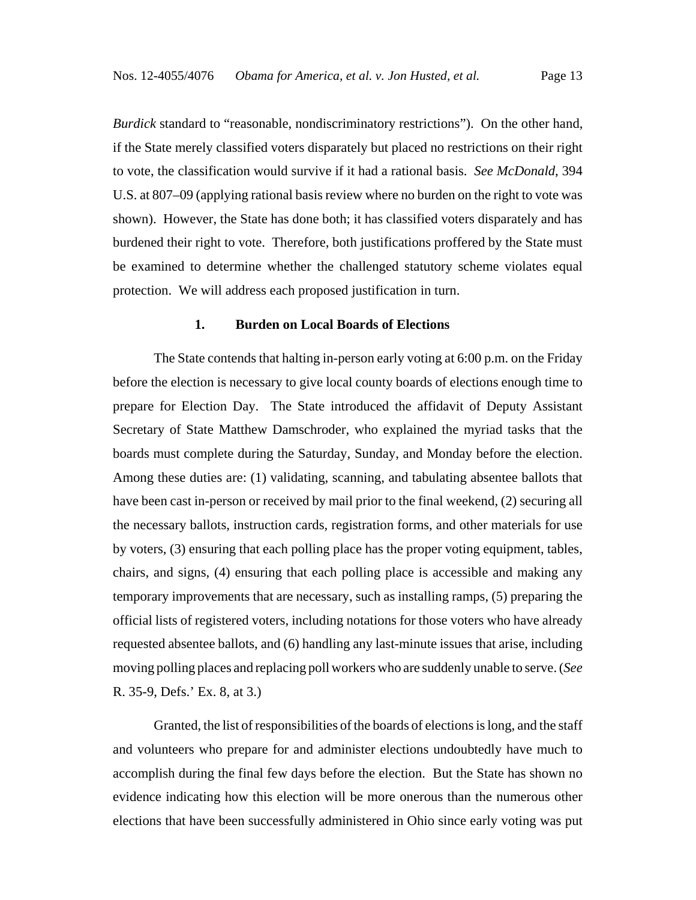*Burdick* standard to "reasonable, nondiscriminatory restrictions"). On the other hand, if the State merely classified voters disparately but placed no restrictions on their right to vote, the classification would survive if it had a rational basis. *See McDonald*, 394 U.S. at 807–09 (applying rational basis review where no burden on the right to vote was shown). However, the State has done both; it has classified voters disparately and has burdened their right to vote. Therefore, both justifications proffered by the State must be examined to determine whether the challenged statutory scheme violates equal protection. We will address each proposed justification in turn.

### 1. Burden on Local Boards of Elections

The State contends that halting in-person early voting at 6:00 p.m. on the Friday before the election is necessary to give local county boards of elections enough time to prepare for Election Day. The State introduced the affidavit of Deputy Assistant Secretary of State Matthew Damschroder, who explained the myriad tasks that the boards must complete during the Saturday, Sunday, and Monday before the election. Among these duties are: (1) validating, scanning, and tabulating absentee ballots that have been cast in-person or received by mail prior to the final weekend, (2) securing all the necessary ballots, instruction cards, registration forms, and other materials for use by voters, (3) ensuring that each polling place has the proper voting equipment, tables, chairs, and signs, (4) ensuring that each polling place is accessible and making any temporary improvements that are necessary, such as installing ramps, (5) preparing the official lists of registered voters, including notations for those voters who have already requested absentee ballots, and (6) handling any last-minute issues that arise, including moving polling places and replacing poll workers who are suddenly unable to serve. (*See* R. 35-9, Defs.' Ex. 8, at 3.)

Granted, the list of responsibilities of the boards of elections is long, and the staff and volunteers who prepare for and administer elections undoubtedly have much to accomplish during the final few days before the election. But the State has shown no evidence indicating how this election will be more onerous than the numerous other elections that have been successfully administered in Ohio since early voting was put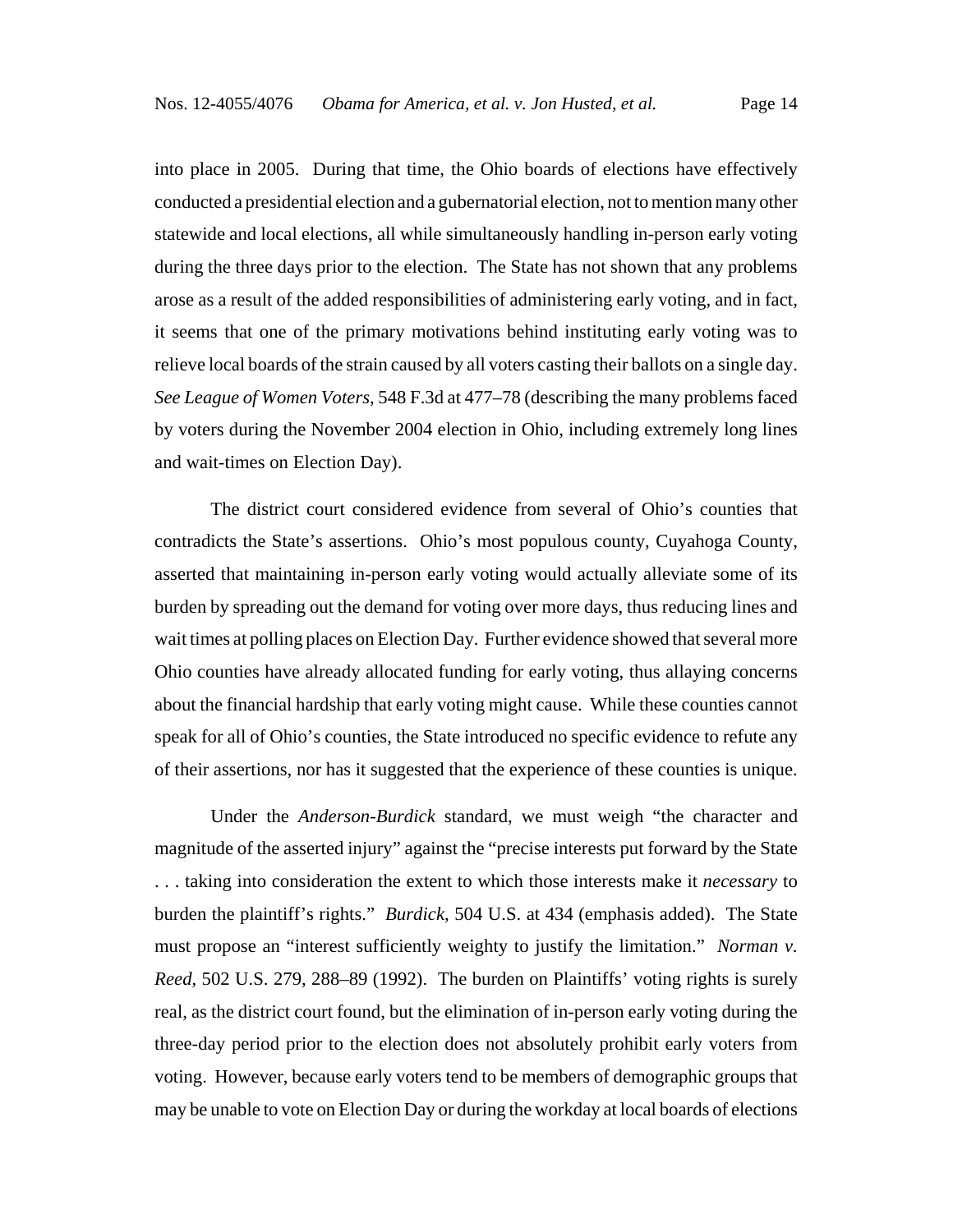into place in 2005. During that time, the Ohio boards of elections have effectively conducted a presidential election and a gubernatorial election, not to mention many other statewide and local elections, all while simultaneously handling in-person early voting during the three days prior to the election. The State has not shown that any problems arose as a result of the added responsibilities of administering early voting, and in fact, it seems that one of the primary motivations behind instituting early voting was to relieve local boards of the strain caused by all voters casting their ballots on a single day. *See League of Women Voters*, 548 F.3d at 477–78 (describing the many problems faced by voters during the November 2004 election in Ohio, including extremely long lines and wait-times on Election Day).

The district court considered evidence from several of Ohio's counties that contradicts the State's assertions. Ohio's most populous county, Cuyahoga County, asserted that maintaining in-person early voting would actually alleviate some of its burden by spreading out the demand for voting over more days, thus reducing lines and wait times at polling places on Election Day. Further evidence showed that several more Ohio counties have already allocated funding for early voting, thus allaying concerns about the financial hardship that early voting might cause. While these counties cannot speak for all of Ohio's counties, the State introduced no specific evidence to refute any of their assertions, nor has it suggested that the experience of these counties is unique.

Under the *Anderson-Burdick* standard, we must weigh "the character and magnitude of the asserted injury" against the "precise interests put forward by the State . . . taking into consideration the extent to which those interests make it *necessary* to burden the plaintiff's rights." *Burdick*, 504 U.S. at 434 (emphasis added). The State must propose an "interest sufficiently weighty to justify the limitation." *Norman v. Reed*, 502 U.S. 279, 288–89 (1992). The burden on Plaintiffs' voting rights is surely real, as the district court found, but the elimination of in-person early voting during the three-day period prior to the election does not absolutely prohibit early voters from voting. However, because early voters tend to be members of demographic groups that may be unable to vote on Election Day or during the workday at local boards of elections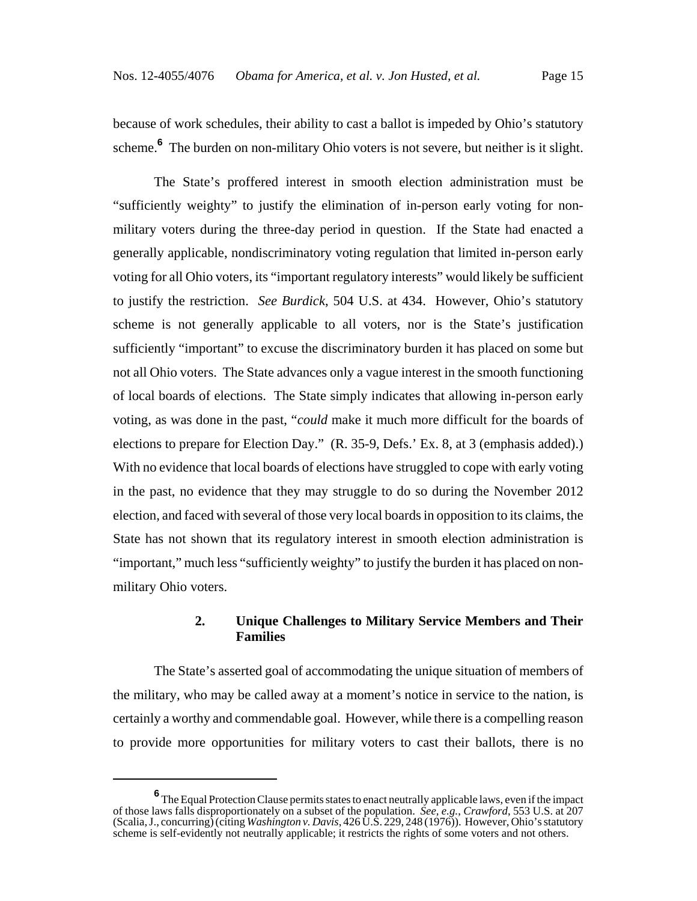because of work schedules, their ability to cast a ballot is impeded by Ohio's statutory scheme.[6] The burden on non-military Ohio voters is not severe, but neither is it slight.

The State's proffered interest in smooth election administration must be "sufficiently weighty" to justify the elimination of in-person early voting for non-military voters during the three-day period in question. If the State had enacted a generally applicable, nondiscriminatory voting regulation that limited in-person early voting for all Ohio voters, its "important regulatory interests" would likely be sufficient to justify the restriction. *See Burdick*, 504 U.S. at 434. However, Ohio's statutory scheme is not generally applicable to all voters, nor is the State's justification sufficiently "important" to excuse the discriminatory burden it has placed on some but not all Ohio voters. The State advances only a vague interest in the smooth functioning of local boards of elections. The State simply indicates that allowing in-person early voting, as was done in the past, "*could* make it much more difficult for the boards of elections to prepare for Election Day." (R. 35-9, Defs.' Ex. 8, at 3 (emphasis added).) With no evidence that local boards of elections have struggled to cope with early voting in the past, no evidence that they may struggle to do so during the November 2012 election, and faced with several of those very local boards in opposition to its claims, the State has not shown that its regulatory interest in smooth election administration is "important," much less "sufficiently weighty" to justify the burden it has placed on non-military Ohio voters.

### 2. Unique Challenges to Military Service Members and Their Families

The State's asserted goal of accommodating the unique situation of members of the military, who may be called away at a moment's notice in service to the nation, is certainly a worthy and commendable goal. However, while there is a compelling reason to provide more opportunities for military voters to cast their ballots, there is no

---

[6] The Equal Protection Clause permits states to enact neutrally applicable laws, even if the impact of those laws falls disproportionately on a subset of the population. *See, e.g.*, *Crawford*, 553 U.S. at 207 (Scalia, J., concurring) (citing *Washington v. Davis*, 426 U.S. 229, 248 (1976)). However, Ohio's statutory scheme is self-evidently not neutrally applicable; it restricts the rights of some voters and not others.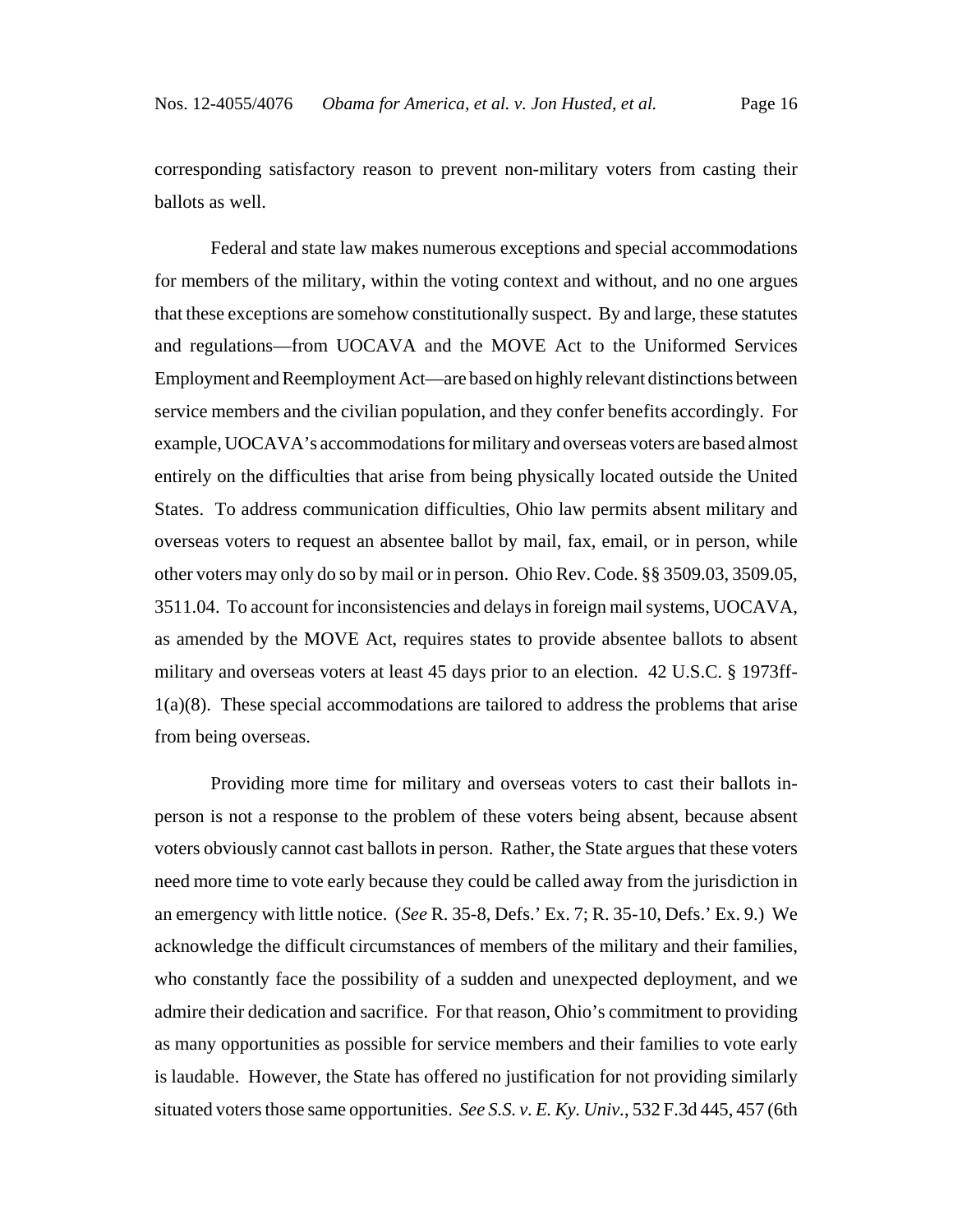corresponding satisfactory reason to prevent non-military voters from casting their ballots as well.

Federal and state law makes numerous exceptions and special accommodations for members of the military, within the voting context and without, and no one argues that these exceptions are somehow constitutionally suspect. By and large, these statutes and regulations—from UOCAVA and the MOVE Act to the Uniformed Services Employment and Reemployment Act—are based on highly relevant distinctions between service members and the civilian population, and they confer benefits accordingly. For example, UOCAVA's accommodations for military and overseas voters are based almost entirely on the difficulties that arise from being physically located outside the United States. To address communication difficulties, Ohio law permits absent military and overseas voters to request an absentee ballot by mail, fax, email, or in person, while other voters may only do so by mail or in person. Ohio Rev. Code. §§ 3509.03, 3509.05, 3511.04. To account for inconsistencies and delays in foreign mail systems, UOCAVA, as amended by the MOVE Act, requires states to provide absentee ballots to absent military and overseas voters at least 45 days prior to an election. 42 U.S.C. § 1973ff-1(a)(8). These special accommodations are tailored to address the problems that arise from being overseas.

Providing more time for military and overseas voters to cast their ballots in-person is not a response to the problem of these voters being absent, because absent voters obviously cannot cast ballots in person. Rather, the State argues that these voters need more time to vote early because they could be called away from the jurisdiction in an emergency with little notice. (*See* R. 35-8, Defs.' Ex. 7; R. 35-10, Defs.' Ex. 9.) We acknowledge the difficult circumstances of members of the military and their families, who constantly face the possibility of a sudden and unexpected deployment, and we admire their dedication and sacrifice. For that reason, Ohio's commitment to providing as many opportunities as possible for service members and their families to vote early is laudable. However, the State has offered no justification for not providing similarly situated voters those same opportunities. *See S.S. v. E. Ky. Univ.*, 532 F.3d 445, 457 (6th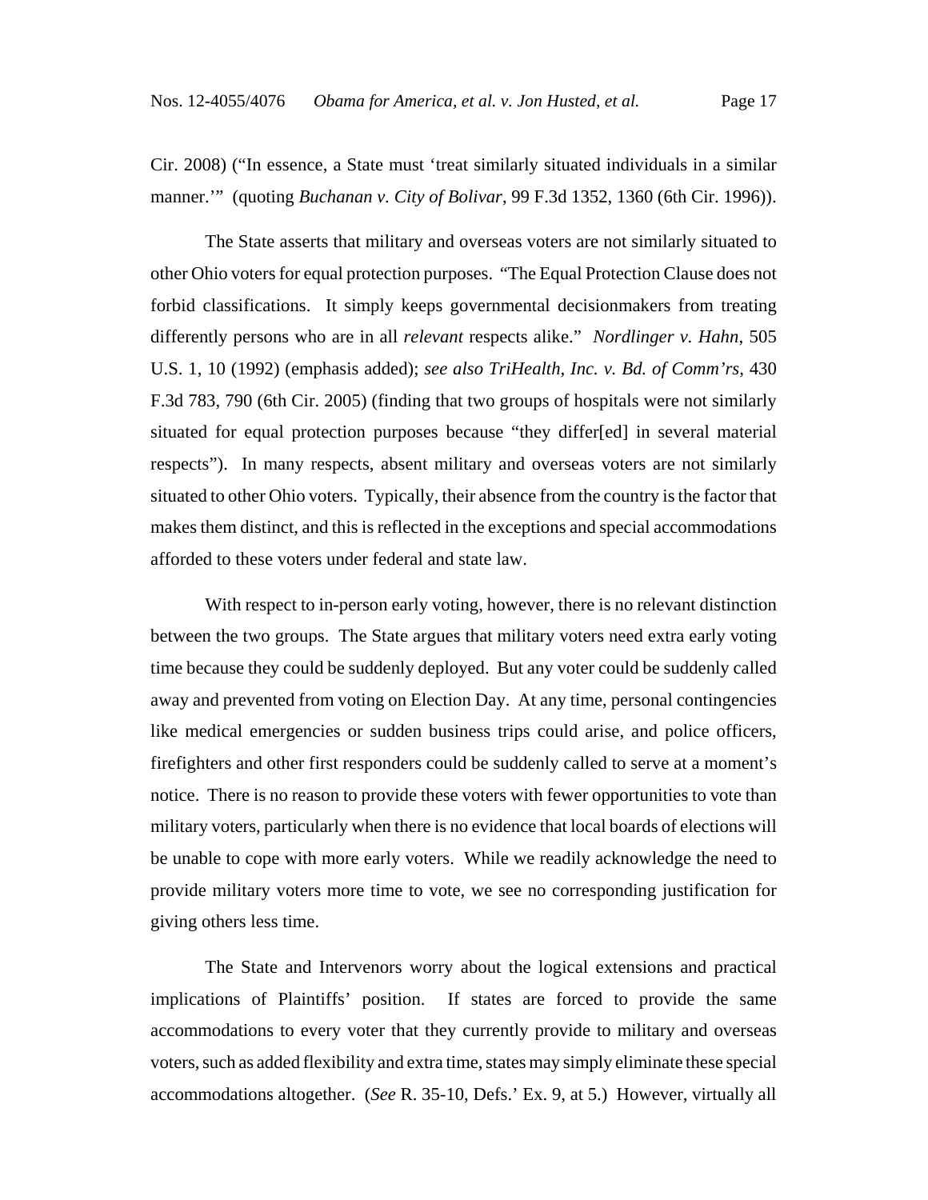Cir. 2008) ("In essence, a State must 'treat similarly situated individuals in a similar manner.'" (quoting *Buchanan v. City of Bolivar*, 99 F.3d 1352, 1360 (6th Cir. 1996)).

The State asserts that military and overseas voters are not similarly situated to other Ohio voters for equal protection purposes. "The Equal Protection Clause does not forbid classifications. It simply keeps governmental decisionmakers from treating differently persons who are in all *relevant* respects alike." *Nordlinger v. Hahn*, 505 U.S. 1, 10 (1992) (emphasis added); *see also TriHealth, Inc. v. Bd. of Comm'rs*, 430 F.3d 783, 790 (6th Cir. 2005) (finding that two groups of hospitals were not similarly situated for equal protection purposes because "they differ[ed] in several material respects"). In many respects, absent military and overseas voters are not similarly situated to other Ohio voters. Typically, their absence from the country is the factor that makes them distinct, and this is reflected in the exceptions and special accommodations afforded to these voters under federal and state law.

With respect to in-person early voting, however, there is no relevant distinction between the two groups. The State argues that military voters need extra early voting time because they could be suddenly deployed. But any voter could be suddenly called away and prevented from voting on Election Day. At any time, personal contingencies like medical emergencies or sudden business trips could arise, and police officers, firefighters and other first responders could be suddenly called to serve at a moment's notice. There is no reason to provide these voters with fewer opportunities to vote than military voters, particularly when there is no evidence that local boards of elections will be unable to cope with more early voters. While we readily acknowledge the need to provide military voters more time to vote, we see no corresponding justification for giving others less time.

The State and Intervenors worry about the logical extensions and practical implications of Plaintiffs' position. If states are forced to provide the same accommodations to every voter that they currently provide to military and overseas voters, such as added flexibility and extra time, states may simply eliminate these special accommodations altogether. (*See* R. 35-10, Defs.' Ex. 9, at 5.) However, virtually all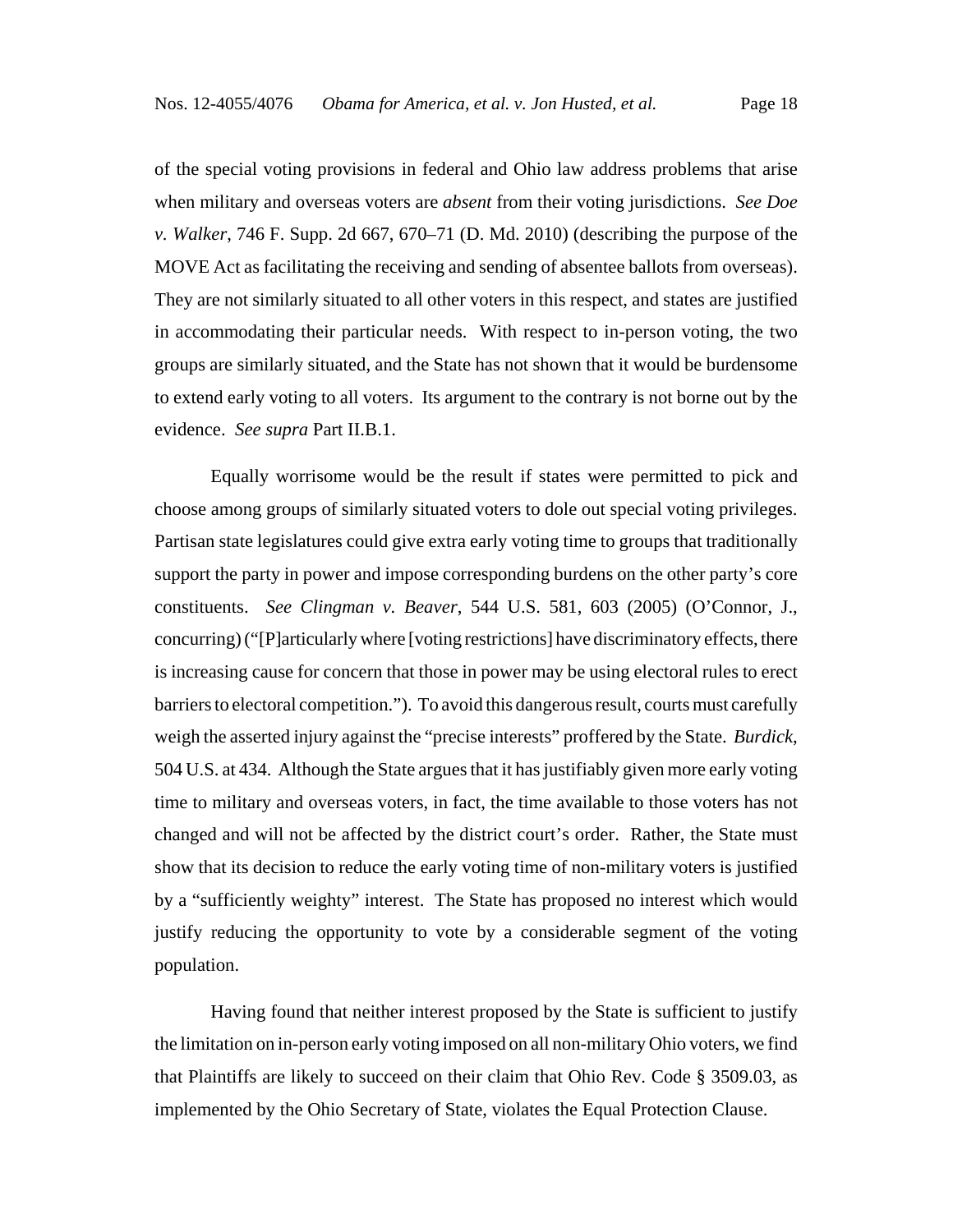of the special voting provisions in federal and Ohio law address problems that arise when military and overseas voters are *absent* from their voting jurisdictions. *See Doe v. Walker*, 746 F. Supp. 2d 667, 670–71 (D. Md. 2010) (describing the purpose of the MOVE Act as facilitating the receiving and sending of absentee ballots from overseas). They are not similarly situated to all other voters in this respect, and states are justified in accommodating their particular needs. With respect to in-person voting, the two groups are similarly situated, and the State has not shown that it would be burdensome to extend early voting to all voters. Its argument to the contrary is not borne out by the evidence. *See supra* Part II.B.1.

Equally worrisome would be the result if states were permitted to pick and choose among groups of similarly situated voters to dole out special voting privileges. Partisan state legislatures could give extra early voting time to groups that traditionally support the party in power and impose corresponding burdens on the other party's core constituents. *See Clingman v. Beaver*, 544 U.S. 581, 603 (2005) (O'Connor, J., concurring) ("[P]articularly where [voting restrictions] have discriminatory effects, there is increasing cause for concern that those in power may be using electoral rules to erect barriers to electoral competition."). To avoid this dangerous result, courts must carefully weigh the asserted injury against the "precise interests" proffered by the State. *Burdick*, 504 U.S. at 434. Although the State argues that it has justifiably given more early voting time to military and overseas voters, in fact, the time available to those voters has not changed and will not be affected by the district court's order. Rather, the State must show that its decision to reduce the early voting time of non-military voters is justified by a "sufficiently weighty" interest. The State has proposed no interest which would justify reducing the opportunity to vote by a considerable segment of the voting population.

Having found that neither interest proposed by the State is sufficient to justify the limitation on in-person early voting imposed on all non-military Ohio voters, we find that Plaintiffs are likely to succeed on their claim that Ohio Rev. Code § 3509.03, as implemented by the Ohio Secretary of State, violates the Equal Protection Clause.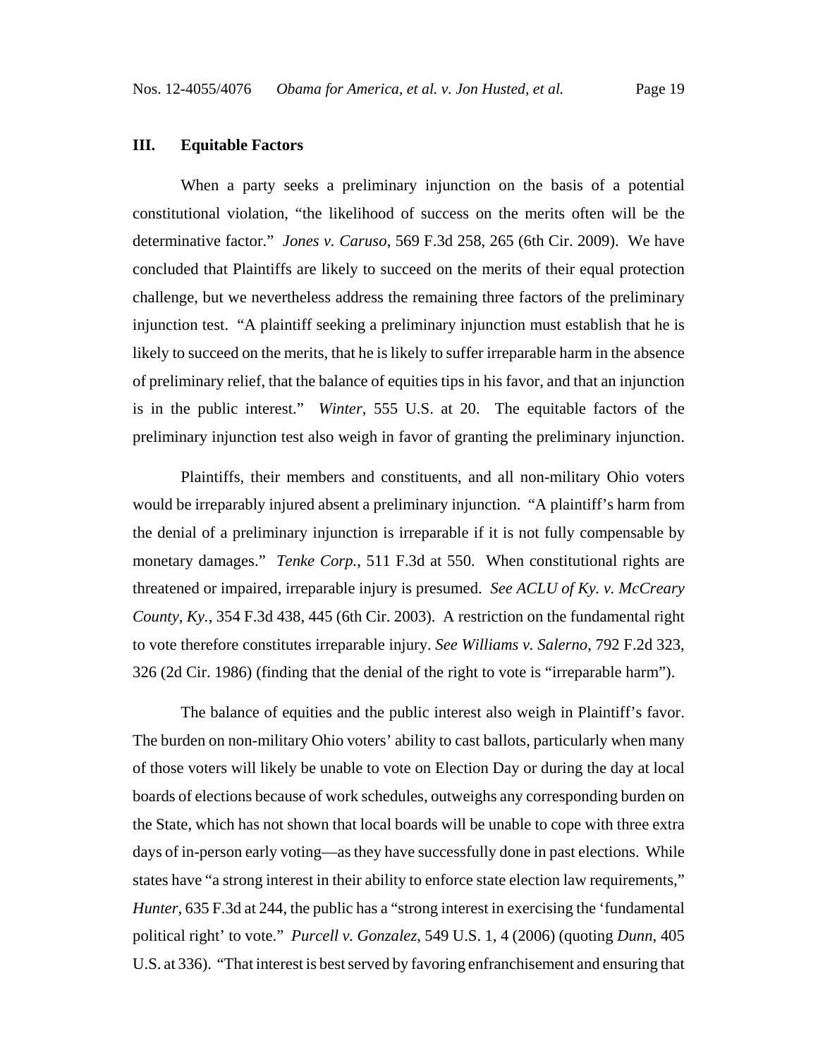## III. Equitable Factors

When a party seeks a preliminary injunction on the basis of a potential constitutional violation, "the likelihood of success on the merits often will be the determinative factor." *Jones v. Caruso*, 569 F.3d 258, 265 (6th Cir. 2009). We have concluded that Plaintiffs are likely to succeed on the merits of their equal protection challenge, but we nevertheless address the remaining three factors of the preliminary injunction test. "A plaintiff seeking a preliminary injunction must establish that he is likely to succeed on the merits, that he is likely to suffer irreparable harm in the absence of preliminary relief, that the balance of equities tips in his favor, and that an injunction is in the public interest." *Winter*, 555 U.S. at 20. The equitable factors of the preliminary injunction test also weigh in favor of granting the preliminary injunction.

Plaintiffs, their members and constituents, and all non-military Ohio voters would be irreparably injured absent a preliminary injunction. "A plaintiff's harm from the denial of a preliminary injunction is irreparable if it is not fully compensable by monetary damages." *Tenke Corp.*, 511 F.3d at 550. When constitutional rights are threatened or impaired, irreparable injury is presumed. *See ACLU of Ky. v. McCreary County, Ky.*, 354 F.3d 438, 445 (6th Cir. 2003). A restriction on the fundamental right to vote therefore constitutes irreparable injury. *See Williams v. Salerno*, 792 F.2d 323, 326 (2d Cir. 1986) (finding that the denial of the right to vote is "irreparable harm").

The balance of equities and the public interest also weigh in Plaintiff's favor. The burden on non-military Ohio voters' ability to cast ballots, particularly when many of those voters will likely be unable to vote on Election Day or during the day at local boards of elections because of work schedules, outweighs any corresponding burden on the State, which has not shown that local boards will be unable to cope with three extra days of in-person early voting—as they have successfully done in past elections. While states have "a strong interest in their ability to enforce state election law requirements," *Hunter*, 635 F.3d at 244, the public has a "strong interest in exercising the 'fundamental political right' to vote." *Purcell v. Gonzalez*, 549 U.S. 1, 4 (2006) (quoting *Dunn*, 405 U.S. at 336). "That interest is best served by favoring enfranchisement and ensuring that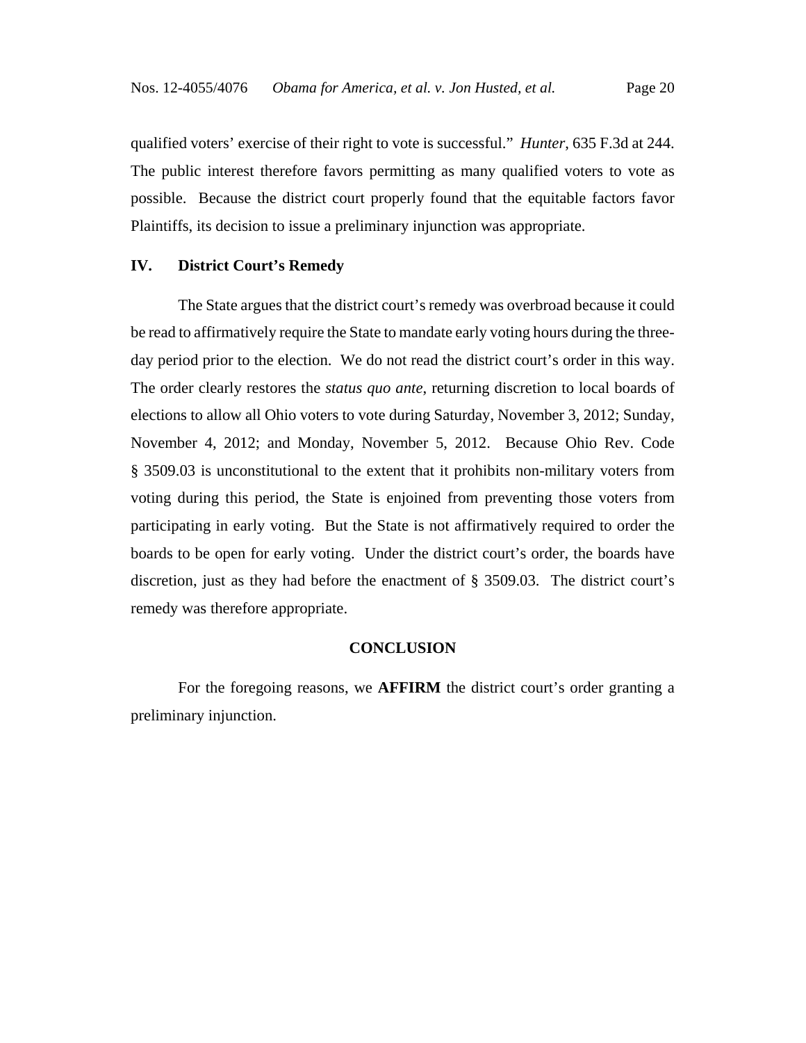qualified voters' exercise of their right to vote is successful." *Hunter*, 635 F.3d at 244. The public interest therefore favors permitting as many qualified voters to vote as possible. Because the district court properly found that the equitable factors favor Plaintiffs, its decision to issue a preliminary injunction was appropriate.

## IV. District Court's Remedy

The State argues that the district court's remedy was overbroad because it could be read to affirmatively require the State to mandate early voting hours during the three-day period prior to the election. We do not read the district court's order in this way. The order clearly restores the *status quo ante*, returning discretion to local boards of elections to allow all Ohio voters to vote during Saturday, November 3, 2012; Sunday, November 4, 2012; and Monday, November 5, 2012. Because Ohio Rev. Code § 3509.03 is unconstitutional to the extent that it prohibits non-military voters from voting during this period, the State is enjoined from preventing those voters from participating in early voting. But the State is not affirmatively required to order the boards to be open for early voting. Under the district court's order, the boards have discretion, just as they had before the enactment of § 3509.03. The district court's remedy was therefore appropriate.

## CONCLUSION

For the foregoing reasons, we **AFFIRM** the district court's order granting a preliminary injunction.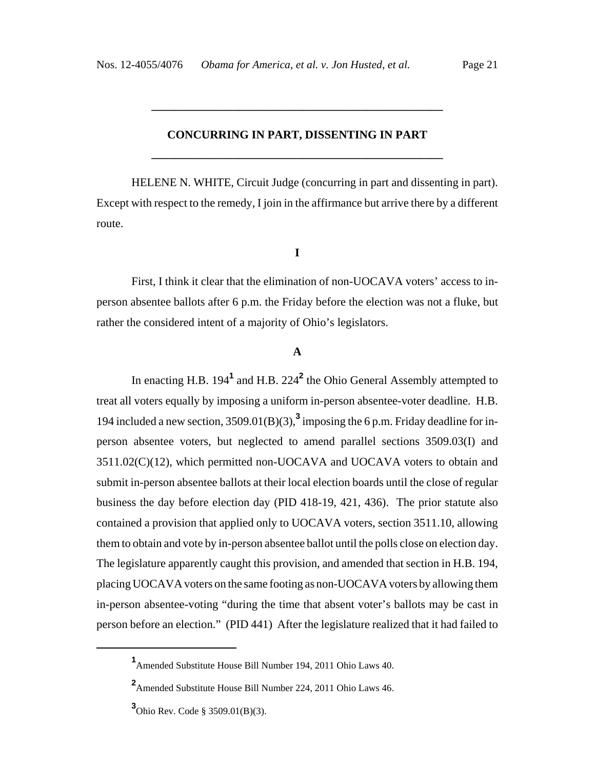## CONCURRING IN PART, DISSENTING IN PART

HELENE N. WHITE, Circuit Judge (concurring in part and dissenting in part). Except with respect to the remedy, I join in the affirmance but arrive there by a different route.

### I

First, I think it clear that the elimination of non-UOCAVA voters' access to in-person absentee ballots after 6 p.m. the Friday before the election was not a fluke, but rather the considered intent of a majority of Ohio's legislators.

#### A

In enacting H.B. 194[1] and H.B. 224[2] the Ohio General Assembly attempted to treat all voters equally by imposing a uniform in-person absentee-voter deadline. H.B. 194 included a new section, 3509.01(B)(3),[3] imposing the 6 p.m. Friday deadline for in-person absentee voters, but neglected to amend parallel sections 3509.03(I) and 3511.02(C)(12), which permitted non-UOCAVA and UOCAVA voters to obtain and submit in-person absentee ballots at their local election boards until the close of regular business the day before election day (PID 418-19, 421, 436). The prior statute also contained a provision that applied only to UOCAVA voters, section 3511.10, allowing them to obtain and vote by in-person absentee ballot until the polls close on election day. The legislature apparently caught this provision, and amended that section in H.B. 194, placing UOCAVA voters on the same footing as non-UOCAVA voters by allowing them in-person absentee-voting "during the time that absent voter's ballots may be cast in person before an election." (PID 441) After the legislature realized that it had failed to

---

[1] Amended Substitute House Bill Number 194, 2011 Ohio Laws 40.

[2] Amended Substitute House Bill Number 224, 2011 Ohio Laws 46.

[3] Ohio Rev. Code § 3509.01(B)(3).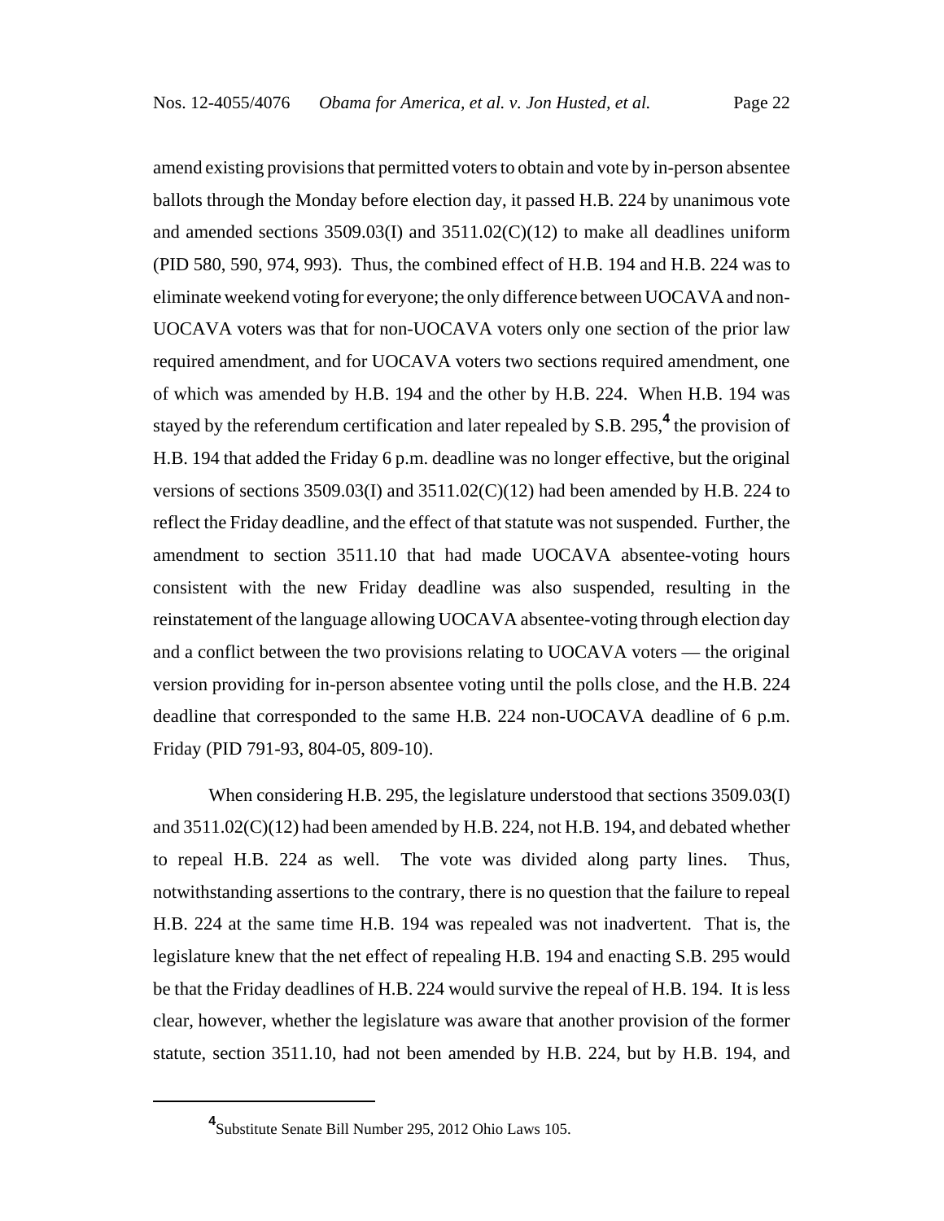amend existing provisions that permitted voters to obtain and vote by in-person absentee ballots through the Monday before election day, it passed H.B. 224 by unanimous vote and amended sections 3509.03(I) and 3511.02(C)(12) to make all deadlines uniform (PID 580, 590, 974, 993). Thus, the combined effect of H.B. 194 and H.B. 224 was to eliminate weekend voting for everyone; the only difference between UOCAVA and non-UOCAVA voters was that for non-UOCAVA voters only one section of the prior law required amendment, and for UOCAVA voters two sections required amendment, one of which was amended by H.B. 194 and the other by H.B. 224. When H.B. 194 was stayed by the referendum certification and later repealed by S.B. 295,[4] the provision of H.B. 194 that added the Friday 6 p.m. deadline was no longer effective, but the original versions of sections 3509.03(I) and 3511.02(C)(12) had been amended by H.B. 224 to reflect the Friday deadline, and the effect of that statute was not suspended. Further, the amendment to section 3511.10 that had made UOCAVA absentee-voting hours consistent with the new Friday deadline was also suspended, resulting in the reinstatement of the language allowing UOCAVA absentee-voting through election day and a conflict between the two provisions relating to UOCAVA voters — the original version providing for in-person absentee voting until the polls close, and the H.B. 224 deadline that corresponded to the same H.B. 224 non-UOCAVA deadline of 6 p.m. Friday (PID 791-93, 804-05, 809-10).

When considering H.B. 295, the legislature understood that sections 3509.03(I) and 3511.02(C)(12) had been amended by H.B. 224, not H.B. 194, and debated whether to repeal H.B. 224 as well. The vote was divided along party lines. Thus, notwithstanding assertions to the contrary, there is no question that the failure to repeal H.B. 224 at the same time H.B. 194 was repealed was not inadvertent. That is, the legislature knew that the net effect of repealing H.B. 194 and enacting S.B. 295 would be that the Friday deadlines of H.B. 224 would survive the repeal of H.B. 194. It is less clear, however, whether the legislature was aware that another provision of the former statute, section 3511.10, had not been amended by H.B. 224, but by H.B. 194, and

[4] Substitute Senate Bill Number 295, 2012 Ohio Laws 105.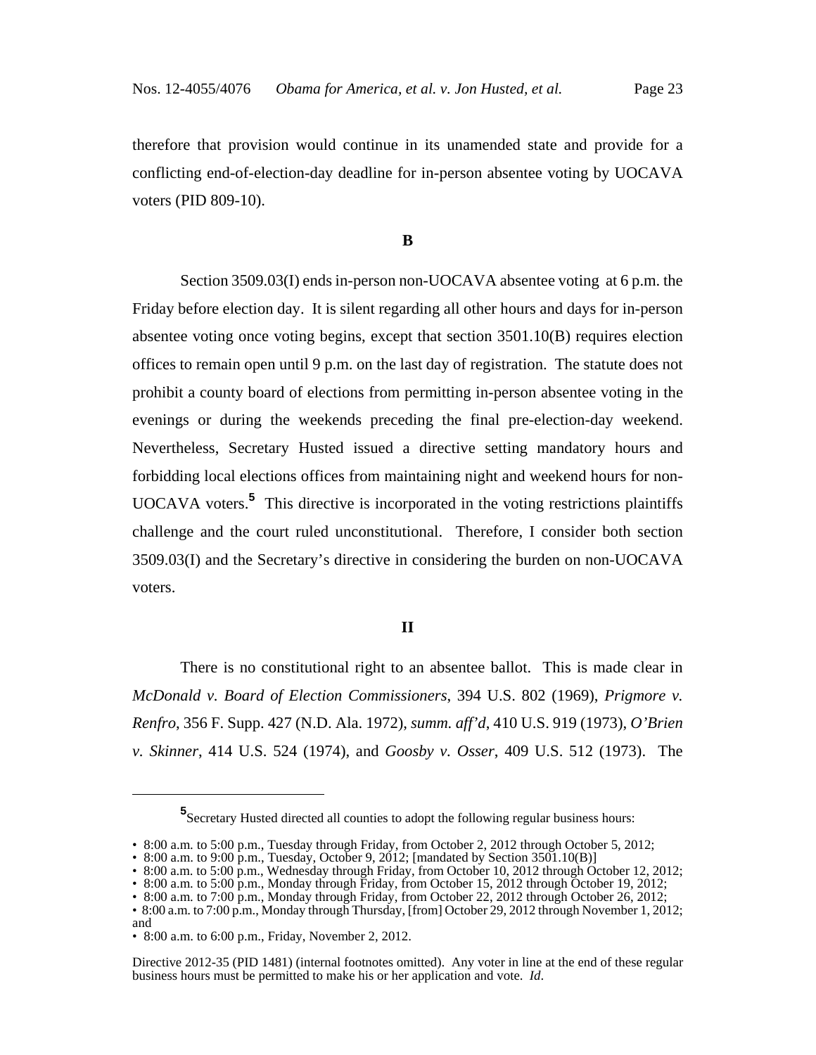therefore that provision would continue in its unamended state and provide for a conflicting end-of-election-day deadline for in-person absentee voting by UOCAVA voters (PID 809-10).

**B**

Section 3509.03(I) ends in-person non-UOCAVA absentee voting at 6 p.m. the Friday before election day. It is silent regarding all other hours and days for in-person absentee voting once voting begins, except that section 3501.10(B) requires election offices to remain open until 9 p.m. on the last day of registration. The statute does not prohibit a county board of elections from permitting in-person absentee voting in the evenings or during the weekends preceding the final pre-election-day weekend. Nevertheless, Secretary Husted issued a directive setting mandatory hours and forbidding local elections offices from maintaining night and weekend hours for non-UOCAVA voters.[5] This directive is incorporated in the voting restrictions plaintiffs challenge and the court ruled unconstitutional. Therefore, I consider both section 3509.03(I) and the Secretary's directive in considering the burden on non-UOCAVA voters.

**II**

There is no constitutional right to an absentee ballot. This is made clear in *McDonald v. Board of Election Commissioners*, 394 U.S. 802 (1969), *Prigmore v. Renfro*, 356 F. Supp. 427 (N.D. Ala. 1972), *summ. aff'd*, 410 U.S. 919 (1973), *O'Brien v. Skinner*, 414 U.S. 524 (1974), and *Goosby v. Osser*, 409 U.S. 512 (1973). The

---

[5] Secretary Husted directed all counties to adopt the following regular business hours:

- 8:00 a.m. to 5:00 p.m., Tuesday through Friday, from October 2, 2012 through October 5, 2012;
- 8:00 a.m. to 9:00 p.m., Tuesday, October 9, 2012; [mandated by Section 3501.10(B)]
- 8:00 a.m. to 5:00 p.m., Wednesday through Friday, from October 10, 2012 through October 12, 2012;
- 8:00 a.m. to 5:00 p.m., Monday through Friday, from October 15, 2012 through October 19, 2012;
- 8:00 a.m. to 7:00 p.m., Monday through Friday, from October 22, 2012 through October 26, 2012;
- 8:00 a.m. to 7:00 p.m., Monday through Thursday, [from] October 29, 2012 through November 1, 2012; and
- 8:00 a.m. to 6:00 p.m., Friday, November 2, 2012.

Directive 2012-35 (PID 1481) (internal footnotes omitted). Any voter in line at the end of these regular business hours must be permitted to make his or her application and vote. *Id*.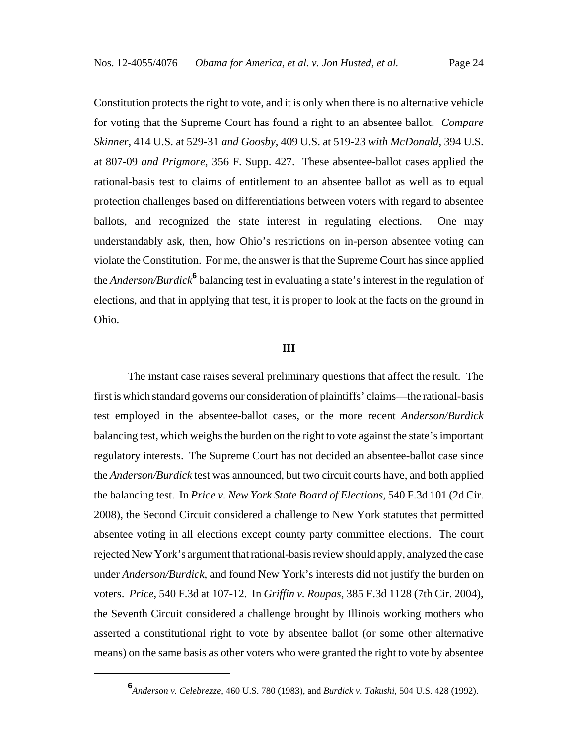Constitution protects the right to vote, and it is only when there is no alternative vehicle for voting that the Supreme Court has found a right to an absentee ballot. *Compare Skinner*, 414 U.S. at 529-31 *and Goosby*, 409 U.S. at 519-23 *with McDonald*, 394 U.S. at 807-09 *and Prigmore*, 356 F. Supp. 427. These absentee-ballot cases applied the rational-basis test to claims of entitlement to an absentee ballot as well as to equal protection challenges based on differentiations between voters with regard to absentee ballots, and recognized the state interest in regulating elections. One may understandably ask, then, how Ohio's restrictions on in-person absentee voting can violate the Constitution. For me, the answer is that the Supreme Court has since applied the *Anderson/Burdick*[6] balancing test in evaluating a state's interest in the regulation of elections, and that in applying that test, it is proper to look at the facts on the ground in Ohio.

### III

The instant case raises several preliminary questions that affect the result. The first is which standard governs our consideration of plaintiffs' claims—the rational-basis test employed in the absentee-ballot cases, or the more recent *Anderson/Burdick* balancing test, which weighs the burden on the right to vote against the state's important regulatory interests. The Supreme Court has not decided an absentee-ballot case since the *Anderson/Burdick* test was announced, but two circuit courts have, and both applied the balancing test. In *Price v. New York State Board of Elections*, 540 F.3d 101 (2d Cir. 2008), the Second Circuit considered a challenge to New York statutes that permitted absentee voting in all elections except county party committee elections. The court rejected New York's argument that rational-basis review should apply, analyzed the case under *Anderson/Burdick*, and found New York's interests did not justify the burden on voters. *Price*, 540 F.3d at 107-12. In *Griffin v. Roupas*, 385 F.3d 1128 (7th Cir. 2004), the Seventh Circuit considered a challenge brought by Illinois working mothers who asserted a constitutional right to vote by absentee ballot (or some other alternative means) on the same basis as other voters who were granted the right to vote by absentee

---

[6] *Anderson v. Celebrezze*, 460 U.S. 780 (1983), and *Burdick v. Takushi*, 504 U.S. 428 (1992).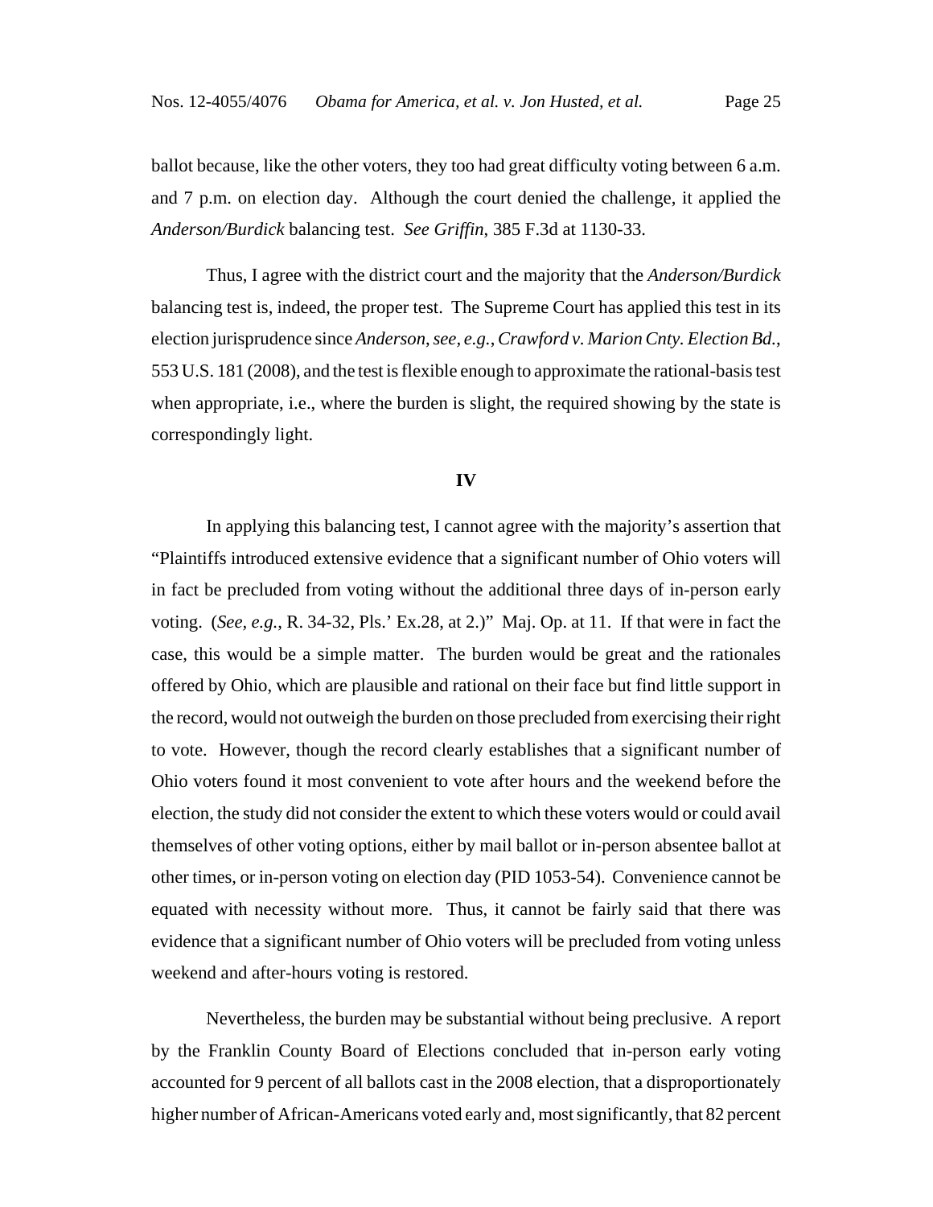ballot because, like the other voters, they too had great difficulty voting between 6 a.m. and 7 p.m. on election day. Although the court denied the challenge, it applied the *Anderson/Burdick* balancing test. *See Griffin*, 385 F.3d at 1130-33.

Thus, I agree with the district court and the majority that the *Anderson/Burdick* balancing test is, indeed, the proper test. The Supreme Court has applied this test in its election jurisprudence since *Anderson*, *see, e.g.*, *Crawford v. Marion Cnty. Election Bd.*, 553 U.S. 181 (2008), and the test is flexible enough to approximate the rational-basis test when appropriate, i.e., where the burden is slight, the required showing by the state is correspondingly light.

**IV**

In applying this balancing test, I cannot agree with the majority's assertion that "Plaintiffs introduced extensive evidence that a significant number of Ohio voters will in fact be precluded from voting without the additional three days of in-person early voting. (*See, e.g.*, R. 34-32, Pls.' Ex.28, at 2.)" Maj. Op. at 11. If that were in fact the case, this would be a simple matter. The burden would be great and the rationales offered by Ohio, which are plausible and rational on their face but find little support in the record, would not outweigh the burden on those precluded from exercising their right to vote. However, though the record clearly establishes that a significant number of Ohio voters found it most convenient to vote after hours and the weekend before the election, the study did not consider the extent to which these voters would or could avail themselves of other voting options, either by mail ballot or in-person absentee ballot at other times, or in-person voting on election day (PID 1053-54). Convenience cannot be equated with necessity without more. Thus, it cannot be fairly said that there was evidence that a significant number of Ohio voters will be precluded from voting unless weekend and after-hours voting is restored.

Nevertheless, the burden may be substantial without being preclusive. A report by the Franklin County Board of Elections concluded that in-person early voting accounted for 9 percent of all ballots cast in the 2008 election, that a disproportionately higher number of African-Americans voted early and, most significantly, that 82 percent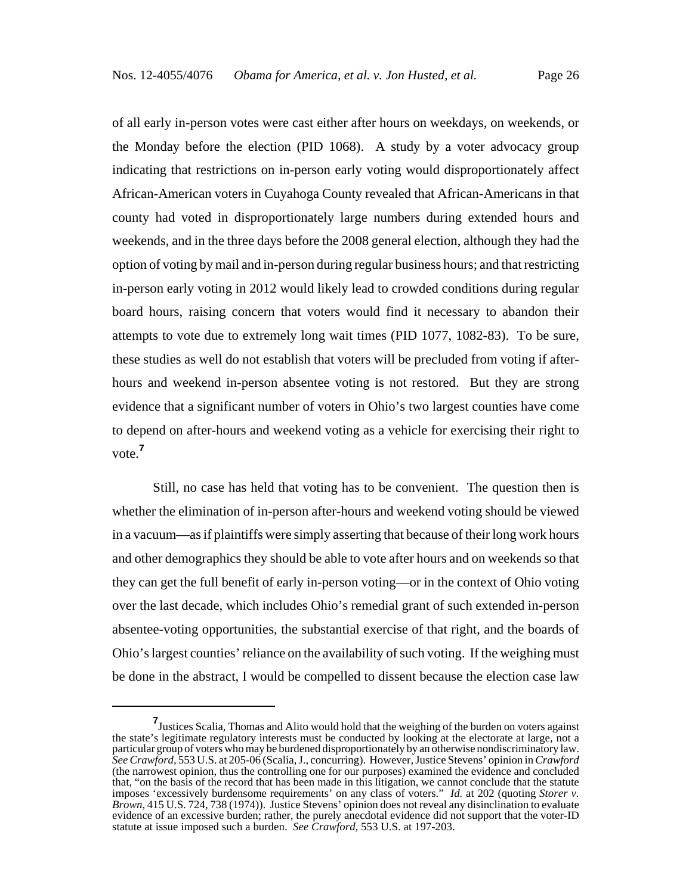of all early in-person votes were cast either after hours on weekdays, on weekends, or the Monday before the election (PID 1068). A study by a voter advocacy group indicating that restrictions on in-person early voting would disproportionately affect African-American voters in Cuyahoga County revealed that African-Americans in that county had voted in disproportionately large numbers during extended hours and weekends, and in the three days before the 2008 general election, although they had the option of voting by mail and in-person during regular business hours; and that restricting in-person early voting in 2012 would likely lead to crowded conditions during regular board hours, raising concern that voters would find it necessary to abandon their attempts to vote due to extremely long wait times (PID 1077, 1082-83). To be sure, these studies as well do not establish that voters will be precluded from voting if after-hours and weekend in-person absentee voting is not restored. But they are strong evidence that a significant number of voters in Ohio's two largest counties have come to depend on after-hours and weekend voting as a vehicle for exercising their right to vote.[7]

Still, no case has held that voting has to be convenient. The question then is whether the elimination of in-person after-hours and weekend voting should be viewed in a vacuum—as if plaintiffs were simply asserting that because of their long work hours and other demographics they should be able to vote after hours and on weekends so that they can get the full benefit of early in-person voting—or in the context of Ohio voting over the last decade, which includes Ohio's remedial grant of such extended in-person absentee-voting opportunities, the substantial exercise of that right, and the boards of Ohio's largest counties' reliance on the availability of such voting. If the weighing must be done in the abstract, I would be compelled to dissent because the election case law

---

[7] Justices Scalia, Thomas and Alito would hold that the weighing of the burden on voters against the state's legitimate regulatory interests must be conducted by looking at the electorate at large, not a particular group of voters who may be burdened disproportionately by an otherwise nondiscriminatory law. *See Crawford*, 553 U.S. at 205-06 (Scalia, J., concurring). However, Justice Stevens' opinion in *Crawford* (the narrowest opinion, thus the controlling one for our purposes) examined the evidence and concluded that, "on the basis of the record that has been made in this litigation, we cannot conclude that the statute imposes 'excessively burdensome requirements' on any class of voters." *Id.* at 202 (quoting *Storer v. Brown*, 415 U.S. 724, 738 (1974)). Justice Stevens' opinion does not reveal any disinclination to evaluate evidence of an excessive burden; rather, the purely anecdotal evidence did not support that the voter-ID statute at issue imposed such a burden. *See Crawford*, 553 U.S. at 197-203.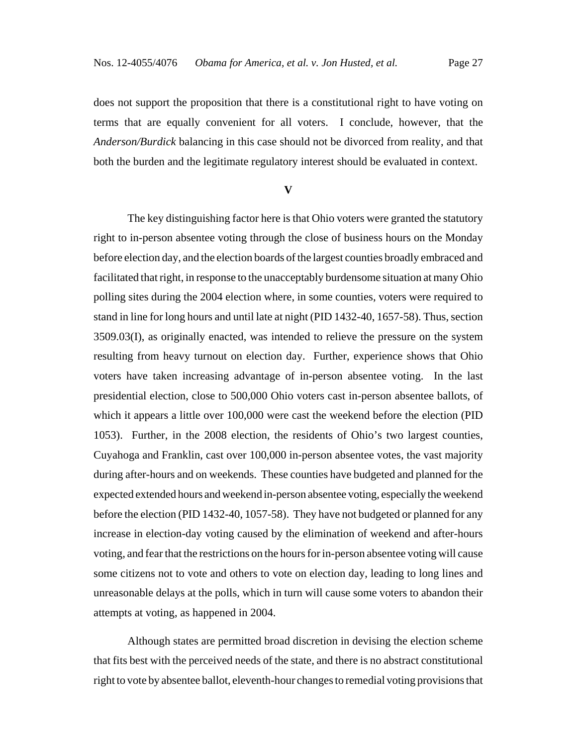does not support the proposition that there is a constitutional right to have voting on terms that are equally convenient for all voters. I conclude, however, that the *Anderson/Burdick* balancing in this case should not be divorced from reality, and that both the burden and the legitimate regulatory interest should be evaluated in context.

## V

The key distinguishing factor here is that Ohio voters were granted the statutory right to in-person absentee voting through the close of business hours on the Monday before election day, and the election boards of the largest counties broadly embraced and facilitated that right, in response to the unacceptably burdensome situation at many Ohio polling sites during the 2004 election where, in some counties, voters were required to stand in line for long hours and until late at night (PID 1432-40, 1657-58). Thus, section 3509.03(I), as originally enacted, was intended to relieve the pressure on the system resulting from heavy turnout on election day. Further, experience shows that Ohio voters have taken increasing advantage of in-person absentee voting. In the last presidential election, close to 500,000 Ohio voters cast in-person absentee ballots, of which it appears a little over 100,000 were cast the weekend before the election (PID 1053). Further, in the 2008 election, the residents of Ohio's two largest counties, Cuyahoga and Franklin, cast over 100,000 in-person absentee votes, the vast majority during after-hours and on weekends. These counties have budgeted and planned for the expected extended hours and weekend in-person absentee voting, especially the weekend before the election (PID 1432-40, 1057-58). They have not budgeted or planned for any increase in election-day voting caused by the elimination of weekend and after-hours voting, and fear that the restrictions on the hours for in-person absentee voting will cause some citizens not to vote and others to vote on election day, leading to long lines and unreasonable delays at the polls, which in turn will cause some voters to abandon their attempts at voting, as happened in 2004.

Although states are permitted broad discretion in devising the election scheme that fits best with the perceived needs of the state, and there is no abstract constitutional right to vote by absentee ballot, eleventh-hour changes to remedial voting provisions that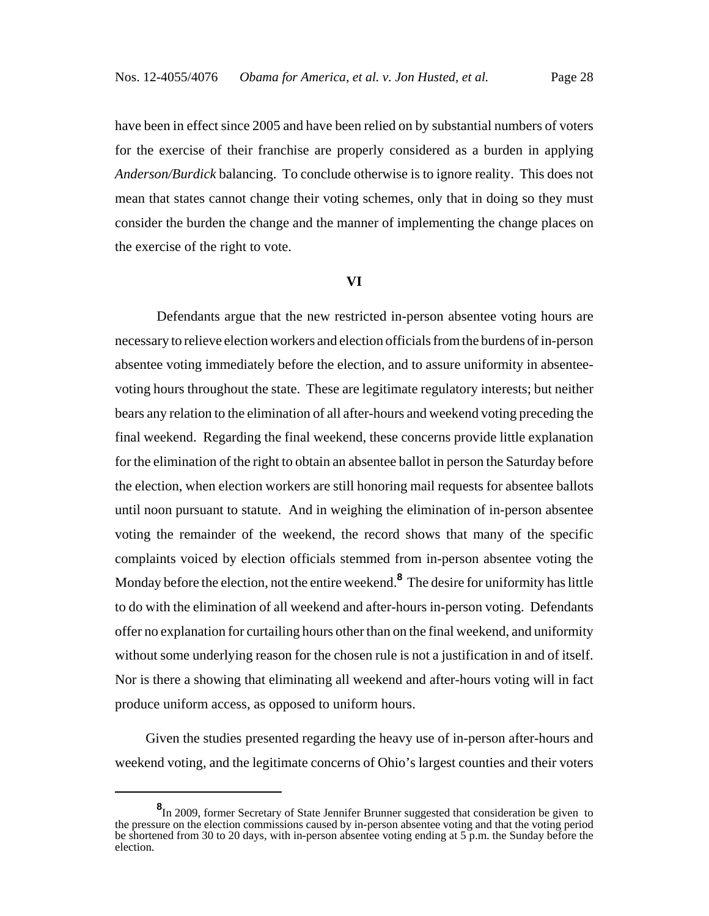have been in effect since 2005 and have been relied on by substantial numbers of voters for the exercise of their franchise are properly considered as a burden in applying *Anderson/Burdick* balancing. To conclude otherwise is to ignore reality. This does not mean that states cannot change their voting schemes, only that in doing so they must consider the burden the change and the manner of implementing the change places on the exercise of the right to vote.

## VI

Defendants argue that the new restricted in-person absentee voting hours are necessary to relieve election workers and election officials from the burdens of in-person absentee voting immediately before the election, and to assure uniformity in absentee-voting hours throughout the state. These are legitimate regulatory interests; but neither bears any relation to the elimination of all after-hours and weekend voting preceding the final weekend. Regarding the final weekend, these concerns provide little explanation for the elimination of the right to obtain an absentee ballot in person the Saturday before the election, when election workers are still honoring mail requests for absentee ballots until noon pursuant to statute. And in weighing the elimination of in-person absentee voting the remainder of the weekend, the record shows that many of the specific complaints voiced by election officials stemmed from in-person absentee voting the Monday before the election, not the entire weekend.[8] The desire for uniformity has little to do with the elimination of all weekend and after-hours in-person voting. Defendants offer no explanation for curtailing hours other than on the final weekend, and uniformity without some underlying reason for the chosen rule is not a justification in and of itself. Nor is there a showing that eliminating all weekend and after-hours voting will in fact produce uniform access, as opposed to uniform hours.

Given the studies presented regarding the heavy use of in-person after-hours and weekend voting, and the legitimate concerns of Ohio's largest counties and their voters

---

[8] In 2009, former Secretary of State Jennifer Brunner suggested that consideration be given to the pressure on the election commissions caused by in-person absentee voting and that the voting period be shortened from 30 to 20 days, with in-person absentee voting ending at 5 p.m. the Sunday before the election.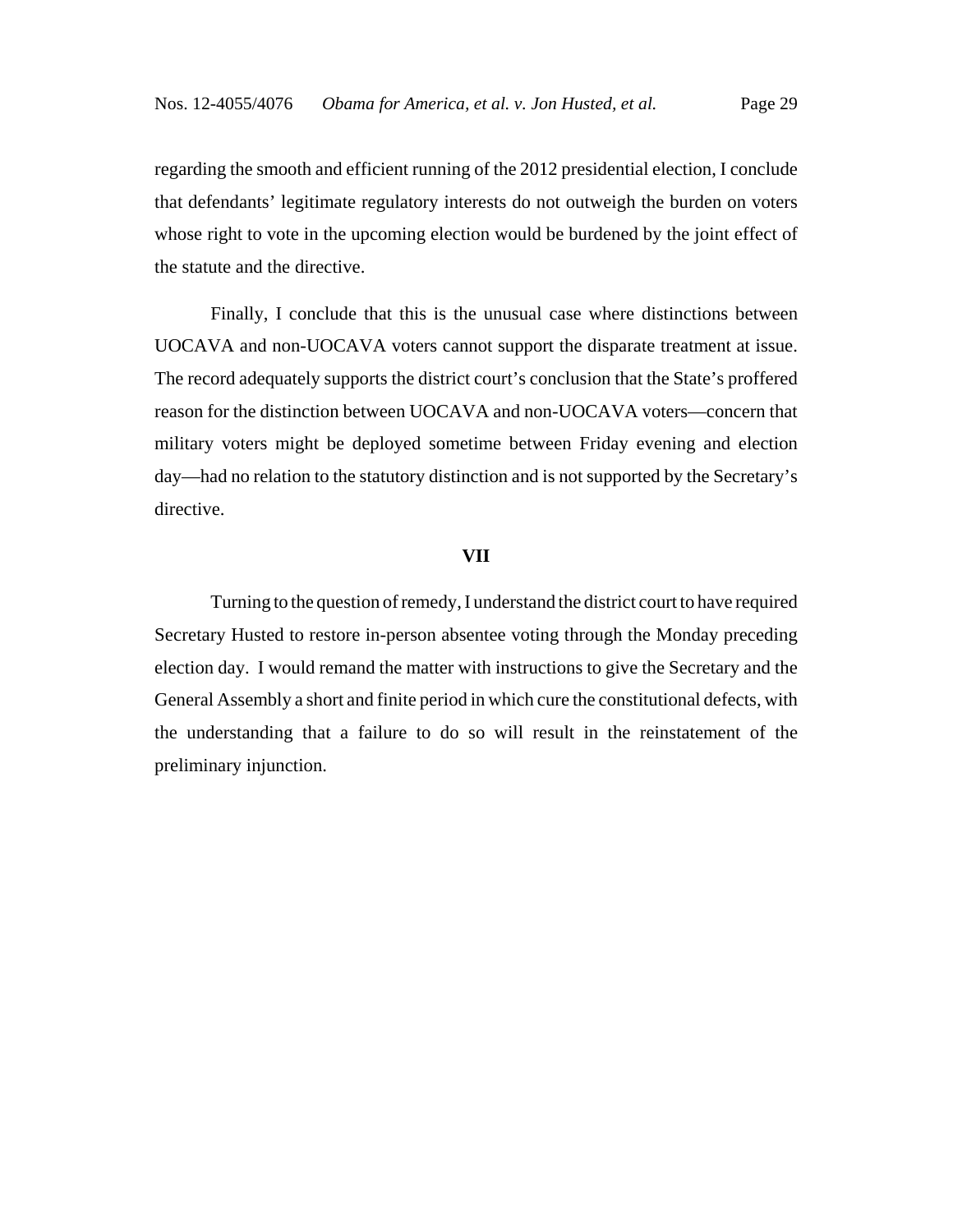regarding the smooth and efficient running of the 2012 presidential election, I conclude that defendants' legitimate regulatory interests do not outweigh the burden on voters whose right to vote in the upcoming election would be burdened by the joint effect of the statute and the directive.

Finally, I conclude that this is the unusual case where distinctions between UOCAVA and non-UOCAVA voters cannot support the disparate treatment at issue. The record adequately supports the district court's conclusion that the State's proffered reason for the distinction between UOCAVA and non-UOCAVA voters—concern that military voters might be deployed sometime between Friday evening and election day—had no relation to the statutory distinction and is not supported by the Secretary's directive.

## VII

Turning to the question of remedy, I understand the district court to have required Secretary Husted to restore in-person absentee voting through the Monday preceding election day. I would remand the matter with instructions to give the Secretary and the General Assembly a short and finite period in which cure the constitutional defects, with the understanding that a failure to do so will result in the reinstatement of the preliminary injunction.